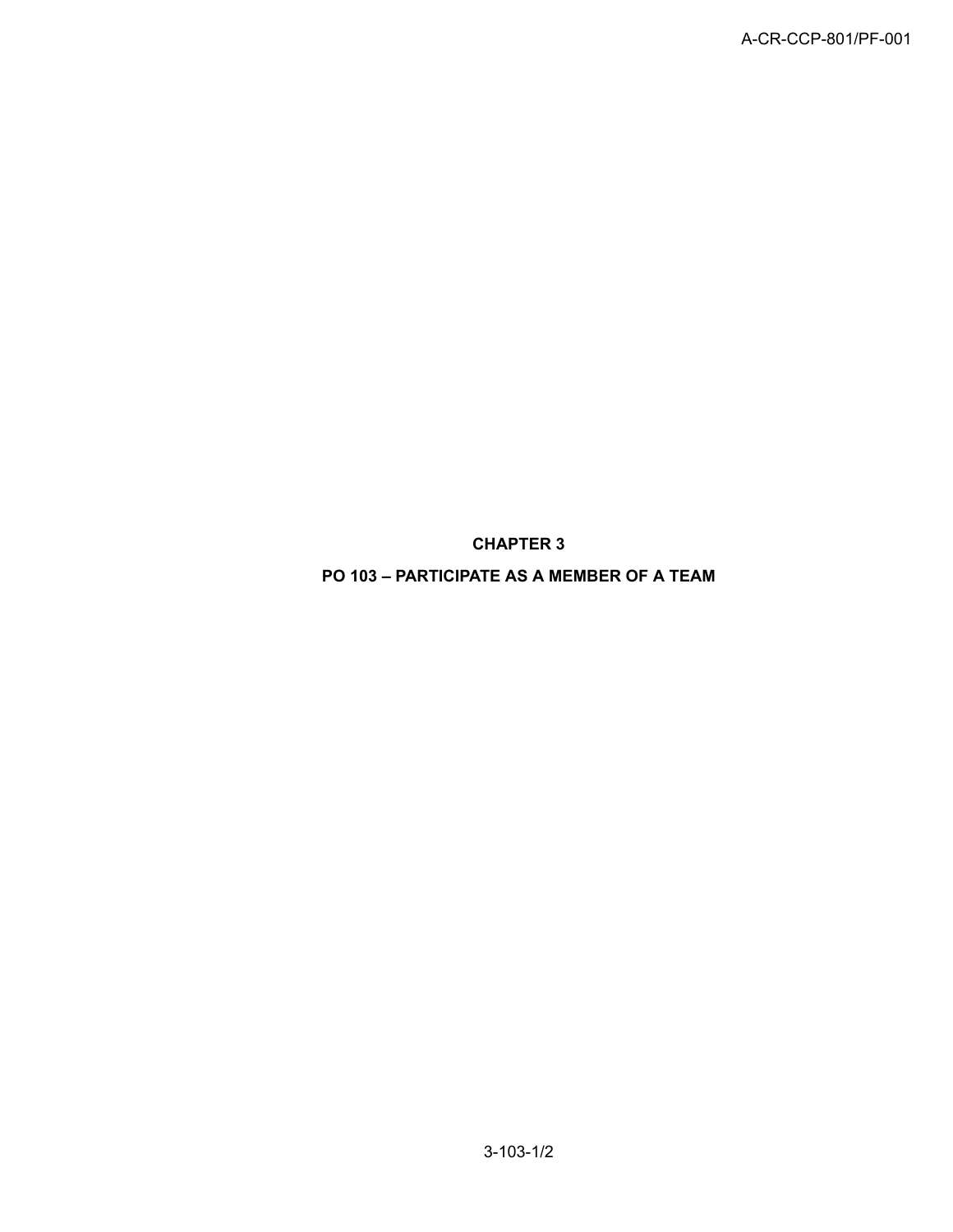# CHAPTER 3

# PO 103 – PARTICIPATE AS A MEMBER OF A TEAM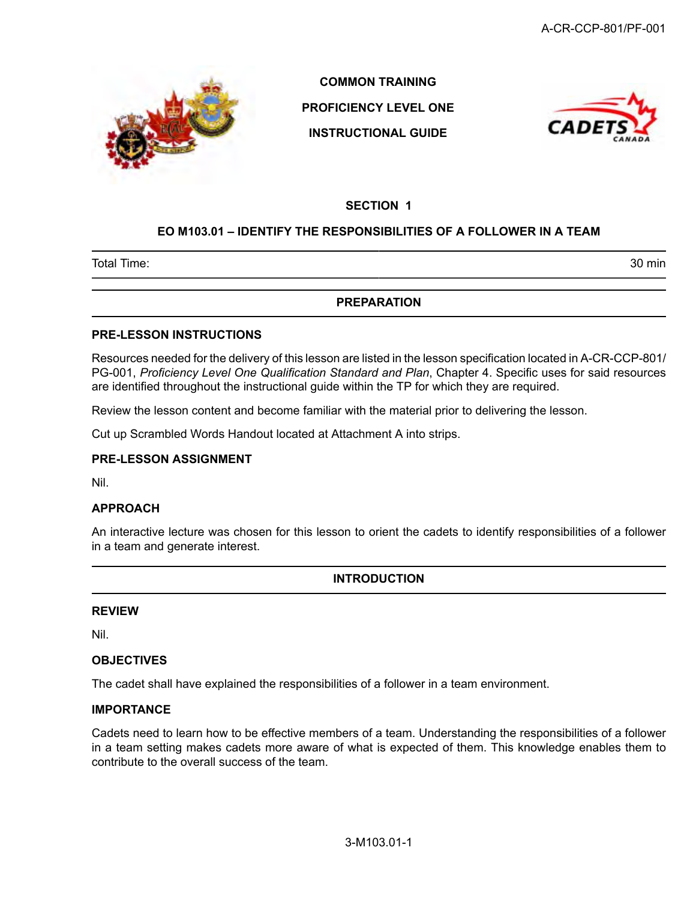**COMMON TRAINING**

**PROFICIENCY LEVEL ONE**

**INSTRUCTIONAL GUIDE**

## SECTION 1

## EO M103.01 – IDENTIFY THE RESPONSIBILITIES OF A FOLLOWER IN A TEAM

| Total Time: | 30 min |
|---|---|

## PREPARATION

### PRE-LESSON INSTRUCTIONS

Resources needed for the delivery of this lesson are listed in the lesson specification located in A-CR-CCP-801/PG-001, *Proficiency Level One Qualification Standard and Plan*, Chapter 4. Specific uses for said resources are identified throughout the instructional guide within the TP for which they are required.

Review the lesson content and become familiar with the material prior to delivering the lesson.

Cut up Scrambled Words Handout located at Attachment A into strips.

### PRE-LESSON ASSIGNMENT

Nil.

### APPROACH

An interactive lecture was chosen for this lesson to orient the cadets to identify responsibilities of a follower in a team and generate interest.

## INTRODUCTION

### REVIEW

Nil.

### OBJECTIVES

The cadet shall have explained the responsibilities of a follower in a team environment.

### IMPORTANCE

Cadets need to learn how to be effective members of a team. Understanding the responsibilities of a follower in a team setting makes cadets more aware of what is expected of them. This knowledge enables them to contribute to the overall success of the team.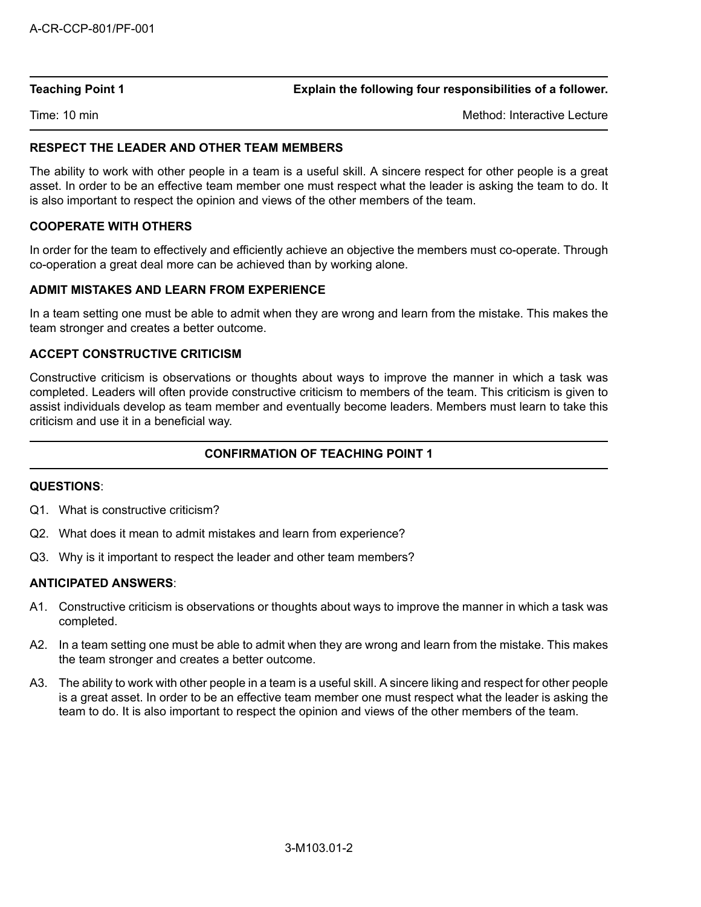**Teaching Point 1** **Explain the following four responsibilities of a follower.**

Time: 10 min Method: Interactive Lecture

### RESPECT THE LEADER AND OTHER TEAM MEMBERS

The ability to work with other people in a team is a useful skill. A sincere respect for other people is a great asset. In order to be an effective team member one must respect what the leader is asking the team to do. It is also important to respect the opinion and views of the other members of the team.

### COOPERATE WITH OTHERS

In order for the team to effectively and efficiently achieve an objective the members must co-operate. Through co-operation a great deal more can be achieved than by working alone.

### ADMIT MISTAKES AND LEARN FROM EXPERIENCE

In a team setting one must be able to admit when they are wrong and learn from the mistake. This makes the team stronger and creates a better outcome.

### ACCEPT CONSTRUCTIVE CRITICISM

Constructive criticism is observations or thoughts about ways to improve the manner in which a task was completed. Leaders will often provide constructive criticism to members of the team. This criticism is given to assist individuals develop as team member and eventually become leaders. Members must learn to take this criticism and use it in a beneficial way.

## CONFIRMATION OF TEACHING POINT 1

**QUESTIONS**:

Q1. What is constructive criticism?

Q2. What does it mean to admit mistakes and learn from experience?

Q3. Why is it important to respect the leader and other team members?

**ANTICIPATED ANSWERS**:

A1. Constructive criticism is observations or thoughts about ways to improve the manner in which a task was completed.

A2. In a team setting one must be able to admit when they are wrong and learn from the mistake. This makes the team stronger and creates a better outcome.

A3. The ability to work with other people in a team is a useful skill. A sincere liking and respect for other people is a great asset. In order to be an effective team member one must respect what the leader is asking the team to do. It is also important to respect the opinion and views of the other members of the team.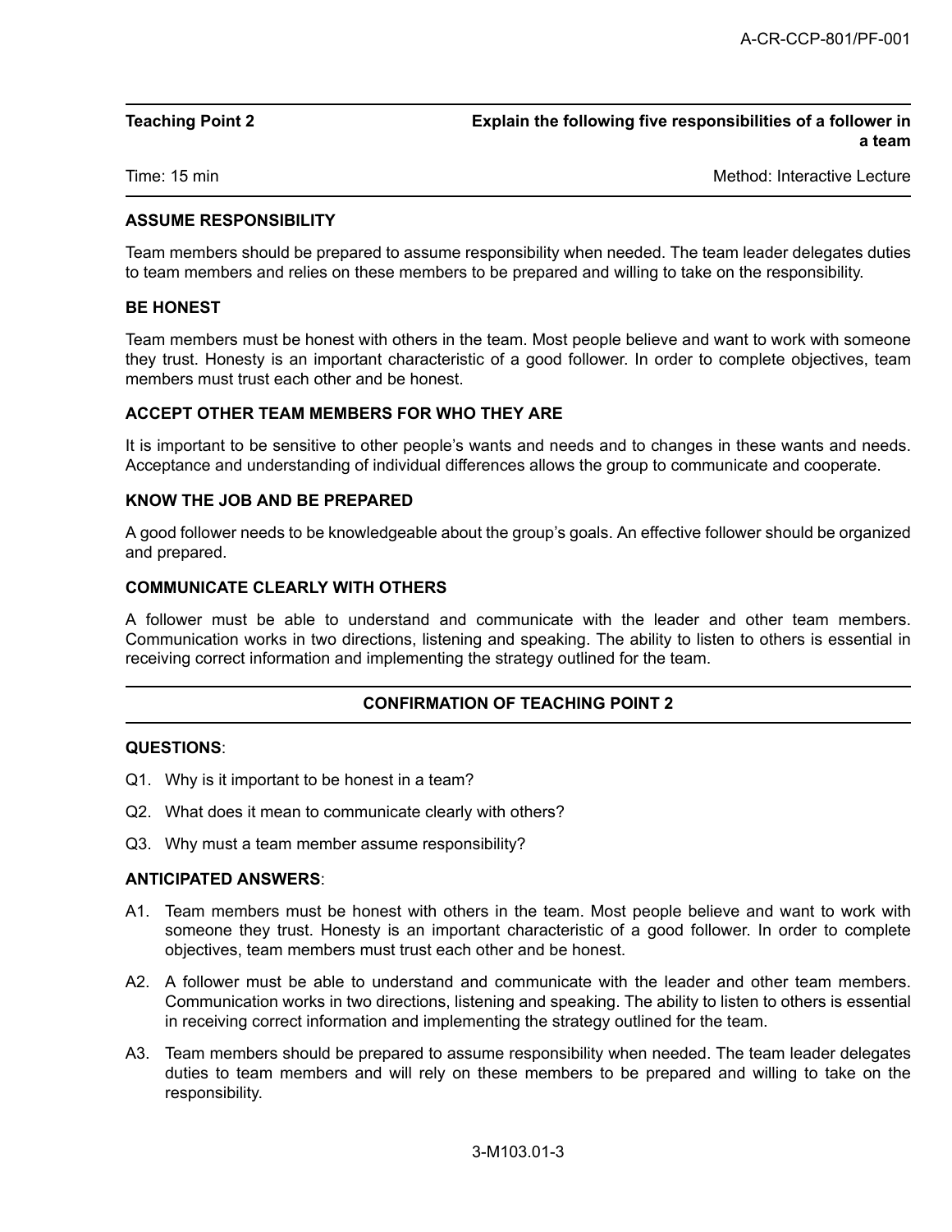| Teaching Point 2 | Explain the following five responsibilities of a follower in a team |
| --- | --- |
| Time: 15 min | Method: Interactive Lecture |

### ASSUME RESPONSIBILITY

Team members should be prepared to assume responsibility when needed. The team leader delegates duties to team members and relies on these members to be prepared and willing to take on the responsibility.

### BE HONEST

Team members must be honest with others in the team. Most people believe and want to work with someone they trust. Honesty is an important characteristic of a good follower. In order to complete objectives, team members must trust each other and be honest.

### ACCEPT OTHER TEAM MEMBERS FOR WHO THEY ARE

It is important to be sensitive to other people's wants and needs and to changes in these wants and needs. Acceptance and understanding of individual differences allows the group to communicate and cooperate.

### KNOW THE JOB AND BE PREPARED

A good follower needs to be knowledgeable about the group's goals. An effective follower should be organized and prepared.

### COMMUNICATE CLEARLY WITH OTHERS

A follower must be able to understand and communicate with the leader and other team members. Communication works in two directions, listening and speaking. The ability to listen to others is essential in receiving correct information and implementing the strategy outlined for the team.

## CONFIRMATION OF TEACHING POINT 2

**QUESTIONS**:

Q1. Why is it important to be honest in a team?

Q2. What does it mean to communicate clearly with others?

Q3. Why must a team member assume responsibility?

**ANTICIPATED ANSWERS**:

A1. Team members must be honest with others in the team. Most people believe and want to work with someone they trust. Honesty is an important characteristic of a good follower. In order to complete objectives, team members must trust each other and be honest.

A2. A follower must be able to understand and communicate with the leader and other team members. Communication works in two directions, listening and speaking. The ability to listen to others is essential in receiving correct information and implementing the strategy outlined for the team.

A3. Team members should be prepared to assume responsibility when needed. The team leader delegates duties to team members and will rely on these members to be prepared and willing to take on the responsibility.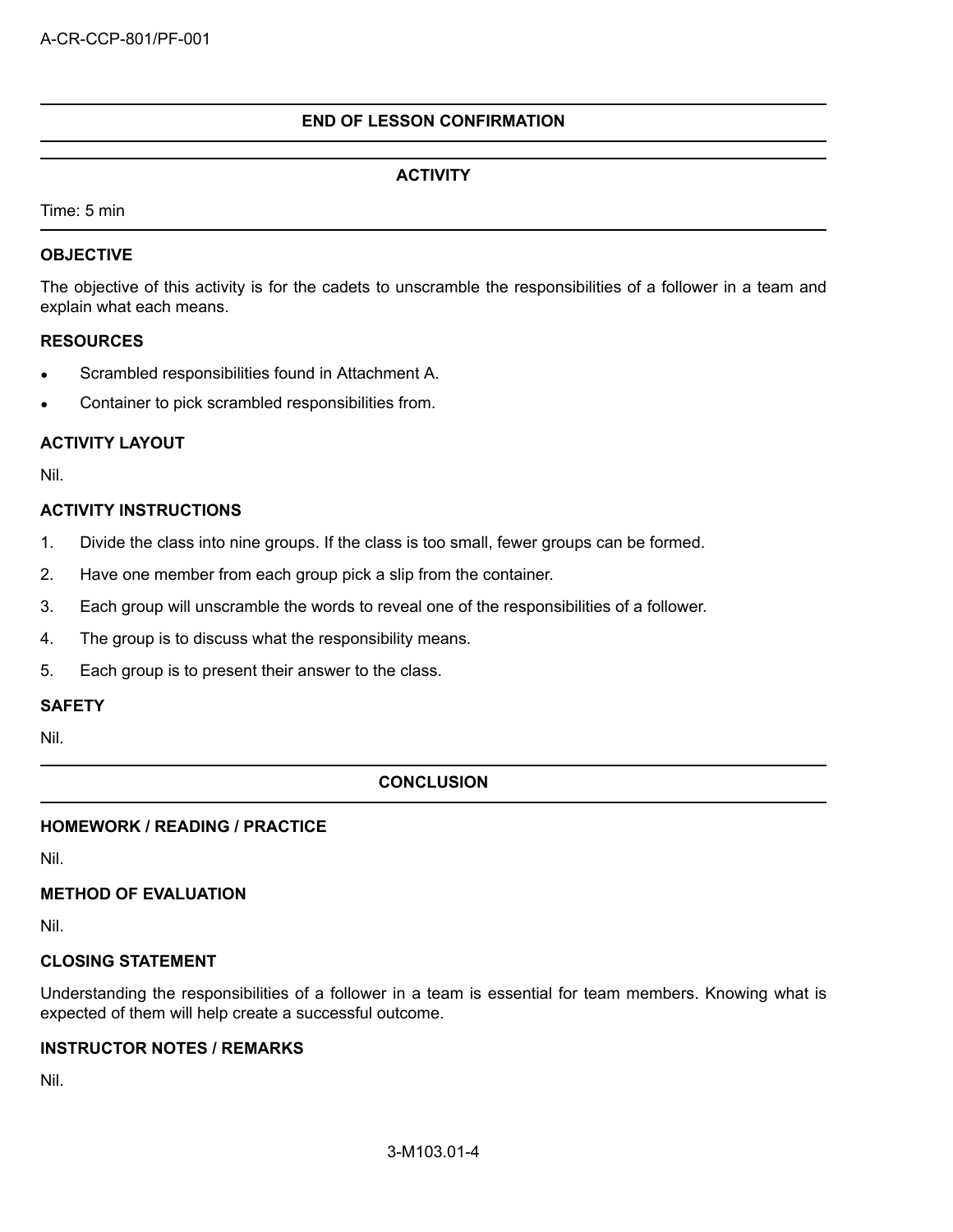## END OF LESSON CONFIRMATION

## ACTIVITY

Time: 5 min

### OBJECTIVE

The objective of this activity is for the cadets to unscramble the responsibilities of a follower in a team and explain what each means.

### RESOURCES

- Scrambled responsibilities found in Attachment A.
- Container to pick scrambled responsibilities from.

### ACTIVITY LAYOUT

Nil.

### ACTIVITY INSTRUCTIONS

1. Divide the class into nine groups. If the class is too small, fewer groups can be formed.
2. Have one member from each group pick a slip from the container.
3. Each group will unscramble the words to reveal one of the responsibilities of a follower.
4. The group is to discuss what the responsibility means.
5. Each group is to present their answer to the class.

### SAFETY

Nil.

## CONCLUSION

### HOMEWORK / READING / PRACTICE

Nil.

### METHOD OF EVALUATION

Nil.

### CLOSING STATEMENT

Understanding the responsibilities of a follower in a team is essential for team members. Knowing what is expected of them will help create a successful outcome.

### INSTRUCTOR NOTES / REMARKS

Nil.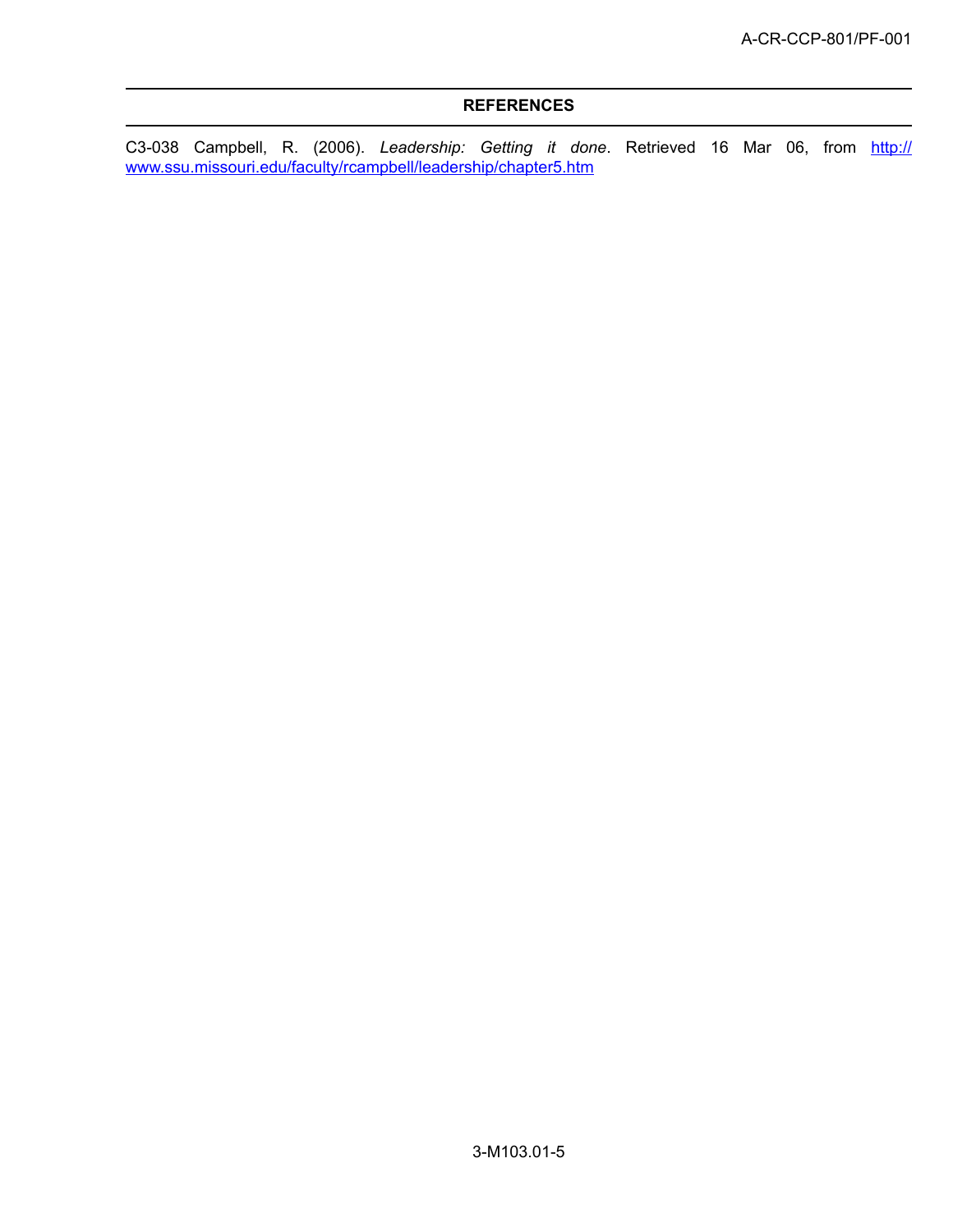## REFERENCES

C3-038 Campbell, R. (2006). *Leadership: Getting it done*. Retrieved 16 Mar 06, from http://www.ssu.missouri.edu/faculty/rcampbell/leadership/chapter5.htm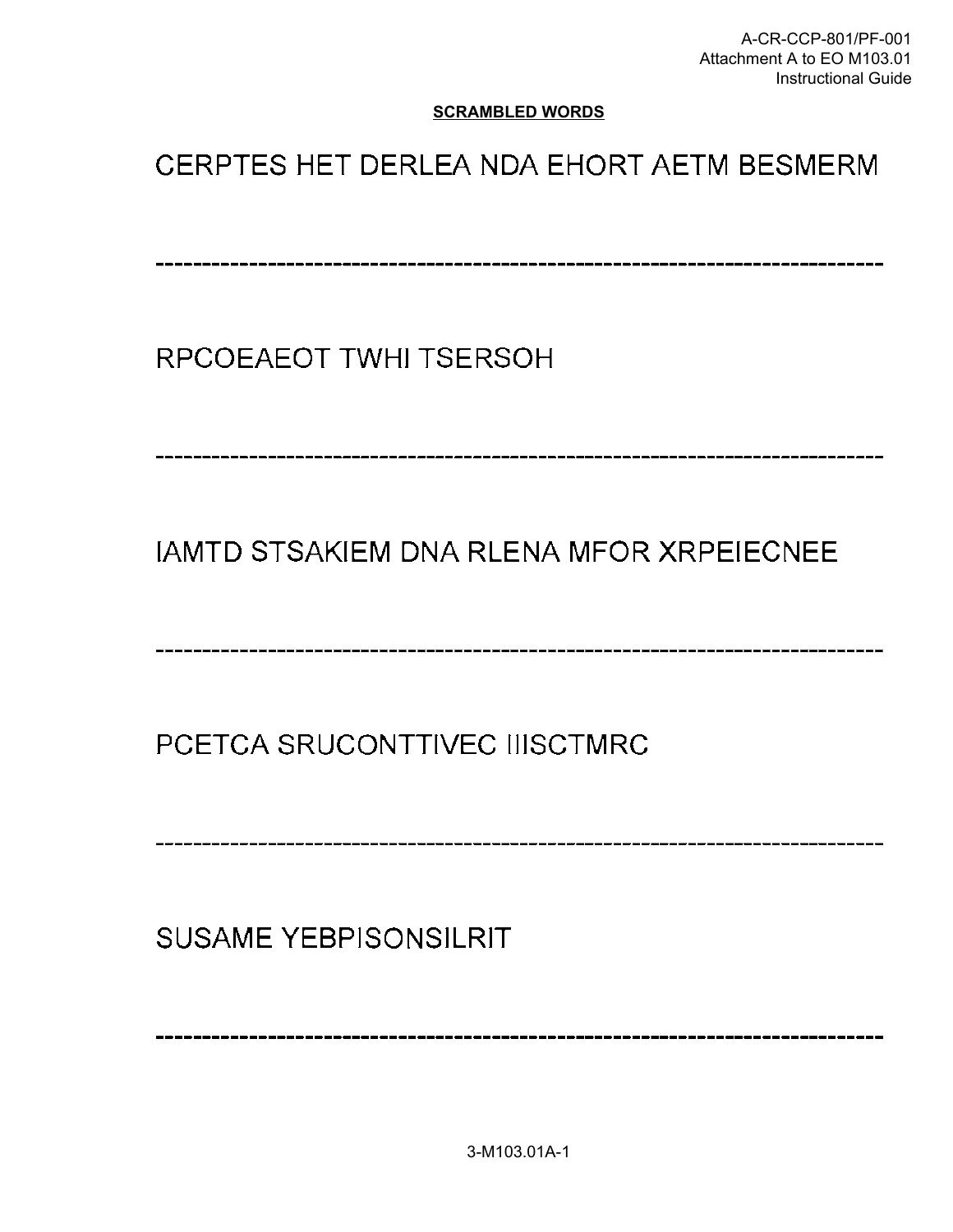**SCRAMBLED WORDS**

CERPTES HET DERLEA NDA EHORT AETM BESMERM

---------------------------------------------------------------------------

RPCOEAEOT TWHI TSERSOH

---------------------------------------------------------------------------

IAMTD STSAKIEM DNA RLENA MFOR XRPEIECNEE

---------------------------------------------------------------------------

PCETCA SRUCONTTIVEC IIISCTMRC

---------------------------------------------------------------------------

SUSAME YEBPISONSILRIT

---------------------------------------------------------------------------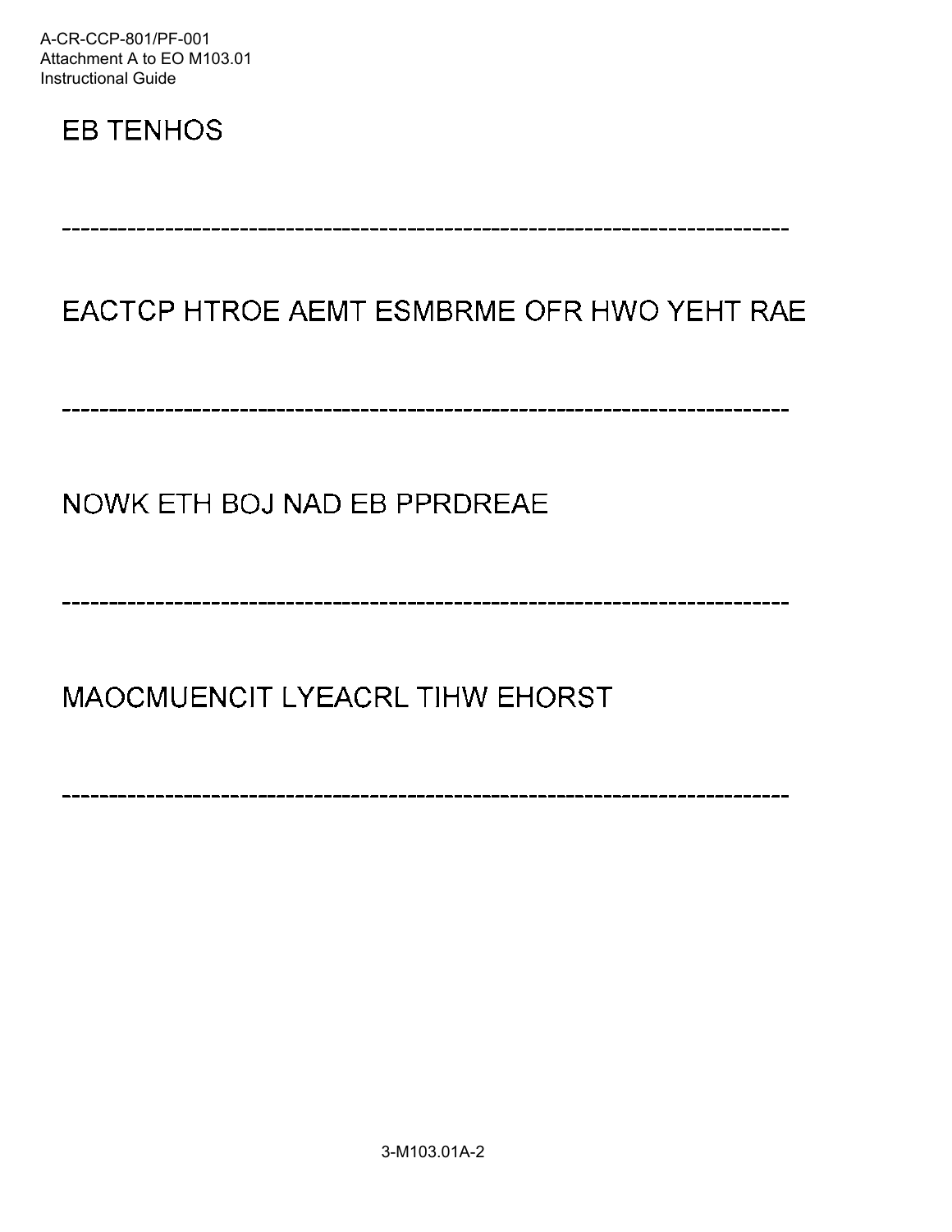EB TENHOS

------------------------------------------------------------------------------

EACTCP HTROE AEMT ESMBRME OFR HWO YEHT RAE

------------------------------------------------------------------------------

NOWK ETH BOJ NAD EB PPRDREAE

------------------------------------------------------------------------------

MAOCMUENCIT LYEACRL TIHW EHORST

------------------------------------------------------------------------------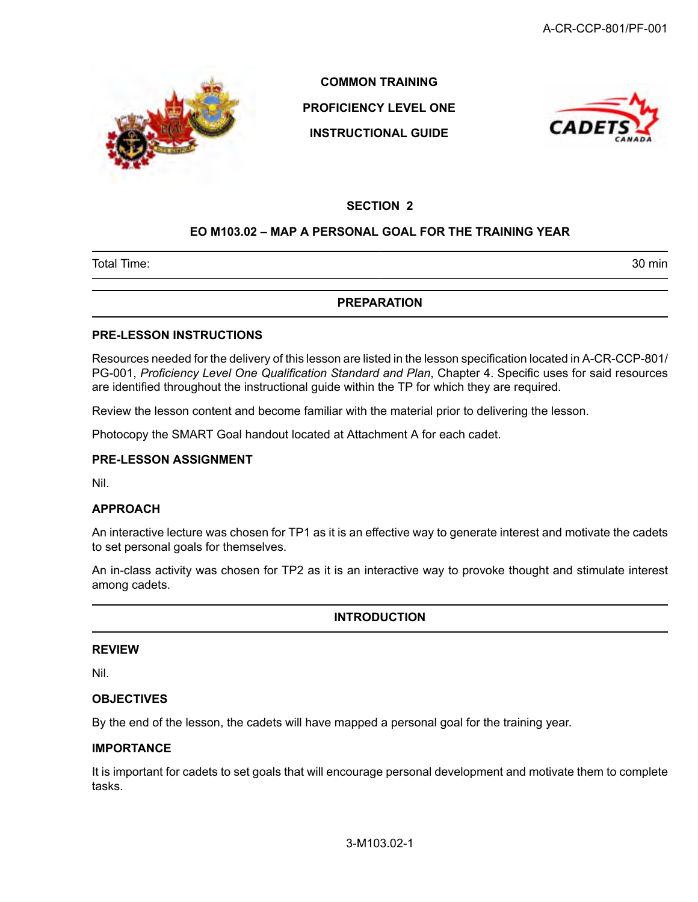# COMMON TRAINING

# PROFICIENCY LEVEL ONE

# INSTRUCTIONAL GUIDE

## SECTION 2

## EO M103.02 – MAP A PERSONAL GOAL FOR THE TRAINING YEAR

| Total Time: | 30 min |
|---|---|

## PREPARATION

### PRE-LESSON INSTRUCTIONS

Resources needed for the delivery of this lesson are listed in the lesson specification located in A-CR-CCP-801/PG-001, *Proficiency Level One Qualification Standard and Plan*, Chapter 4. Specific uses for said resources are identified throughout the instructional guide within the TP for which they are required.

Review the lesson content and become familiar with the material prior to delivering the lesson.

Photocopy the SMART Goal handout located at Attachment A for each cadet.

### PRE-LESSON ASSIGNMENT

Nil.

### APPROACH

An interactive lecture was chosen for TP1 as it is an effective way to generate interest and motivate the cadets to set personal goals for themselves.

An in-class activity was chosen for TP2 as it is an interactive way to provoke thought and stimulate interest among cadets.

## INTRODUCTION

### REVIEW

Nil.

### OBJECTIVES

By the end of the lesson, the cadets will have mapped a personal goal for the training year.

### IMPORTANCE

It is important for cadets to set goals that will encourage personal development and motivate them to complete tasks.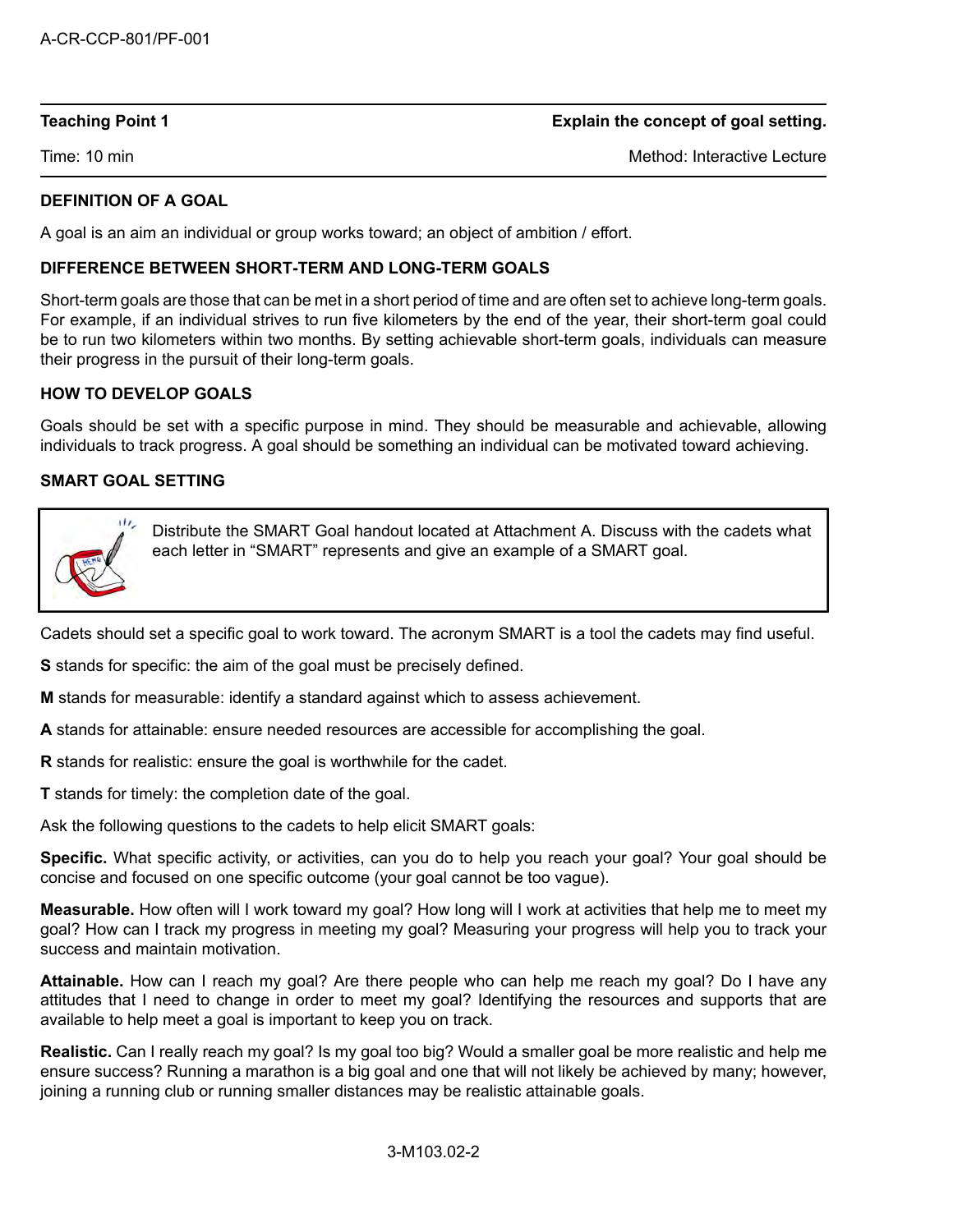| Teaching Point 1 | Explain the concept of goal setting. |
| --- | --- |
| Time: 10 min | Method: Interactive Lecture |

**DEFINITION OF A GOAL**

A goal is an aim an individual or group works toward; an object of ambition / effort.

**DIFFERENCE BETWEEN SHORT-TERM AND LONG-TERM GOALS**

Short-term goals are those that can be met in a short period of time and are often set to achieve long-term goals. For example, if an individual strives to run five kilometers by the end of the year, their short-term goal could be to run two kilometers within two months. By setting achievable short-term goals, individuals can measure their progress in the pursuit of their long-term goals.

**HOW TO DEVELOP GOALS**

Goals should be set with a specific purpose in mind. They should be measurable and achievable, allowing individuals to track progress. A goal should be something an individual can be motivated toward achieving.

**SMART GOAL SETTING**

> Distribute the SMART Goal handout located at Attachment A. Discuss with the cadets what each letter in "SMART" represents and give an example of a SMART goal.

Cadets should set a specific goal to work toward. The acronym SMART is a tool the cadets may find useful.

**S** stands for specific: the aim of the goal must be precisely defined.

**M** stands for measurable: identify a standard against which to assess achievement.

**A** stands for attainable: ensure needed resources are accessible for accomplishing the goal.

**R** stands for realistic: ensure the goal is worthwhile for the cadet.

**T** stands for timely: the completion date of the goal.

Ask the following questions to the cadets to help elicit SMART goals:

**Specific.** What specific activity, or activities, can you do to help you reach your goal? Your goal should be concise and focused on one specific outcome (your goal cannot be too vague).

**Measurable.** How often will I work toward my goal? How long will I work at activities that help me to meet my goal? How can I track my progress in meeting my goal? Measuring your progress will help you to track your success and maintain motivation.

**Attainable.** How can I reach my goal? Are there people who can help me reach my goal? Do I have any attitudes that I need to change in order to meet my goal? Identifying the resources and supports that are available to help meet a goal is important to keep you on track.

**Realistic.** Can I really reach my goal? Is my goal too big? Would a smaller goal be more realistic and help me ensure success? Running a marathon is a big goal and one that will not likely be achieved by many; however, joining a running club or running smaller distances may be realistic attainable goals.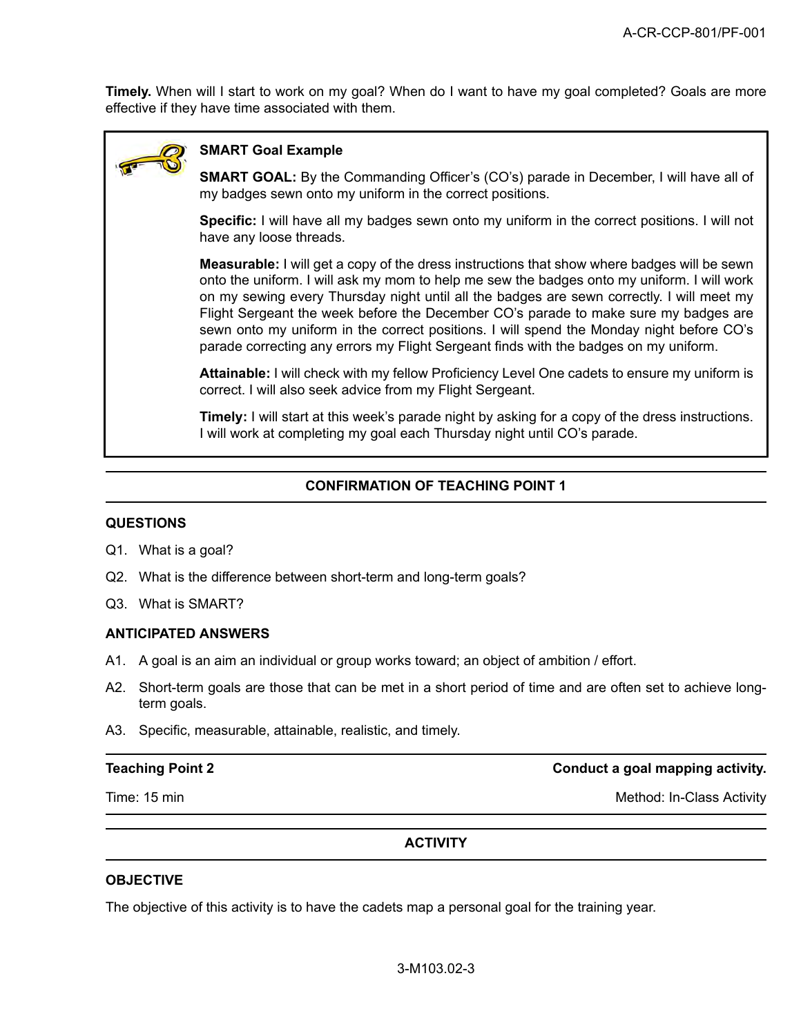**Timely.** When will I start to work on my goal? When do I want to have my goal completed? Goals are more effective if they have time associated with them.

> **SMART Goal Example**
>
> **SMART GOAL:** By the Commanding Officer's (CO's) parade in December, I will have all of my badges sewn onto my uniform in the correct positions.
>
> **Specific:** I will have all my badges sewn onto my uniform in the correct positions. I will not have any loose threads.
>
> **Measurable:** I will get a copy of the dress instructions that show where badges will be sewn onto the uniform. I will ask my mom to help me sew the badges onto my uniform. I will work on my sewing every Thursday night until all the badges are sewn correctly. I will meet my Flight Sergeant the week before the December CO's parade to make sure my badges are sewn onto my uniform in the correct positions. I will spend the Monday night before CO's parade correcting any errors my Flight Sergeant finds with the badges on my uniform.
>
> **Attainable:** I will check with my fellow Proficiency Level One cadets to ensure my uniform is correct. I will also seek advice from my Flight Sergeant.
>
> **Timely:** I will start at this week's parade night by asking for a copy of the dress instructions. I will work at completing my goal each Thursday night until CO's parade.

## CONFIRMATION OF TEACHING POINT 1

### QUESTIONS

Q1. What is a goal?

Q2. What is the difference between short-term and long-term goals?

Q3. What is SMART?

### ANTICIPATED ANSWERS

A1. A goal is an aim an individual or group works toward; an object of ambition / effort.

A2. Short-term goals are those that can be met in a short period of time and are often set to achieve long-term goals.

A3. Specific, measurable, attainable, realistic, and timely.

| **Teaching Point 2** | **Conduct a goal mapping activity.** |
|---|---|
| Time: 15 min | Method: In-Class Activity |

## ACTIVITY

### OBJECTIVE

The objective of this activity is to have the cadets map a personal goal for the training year.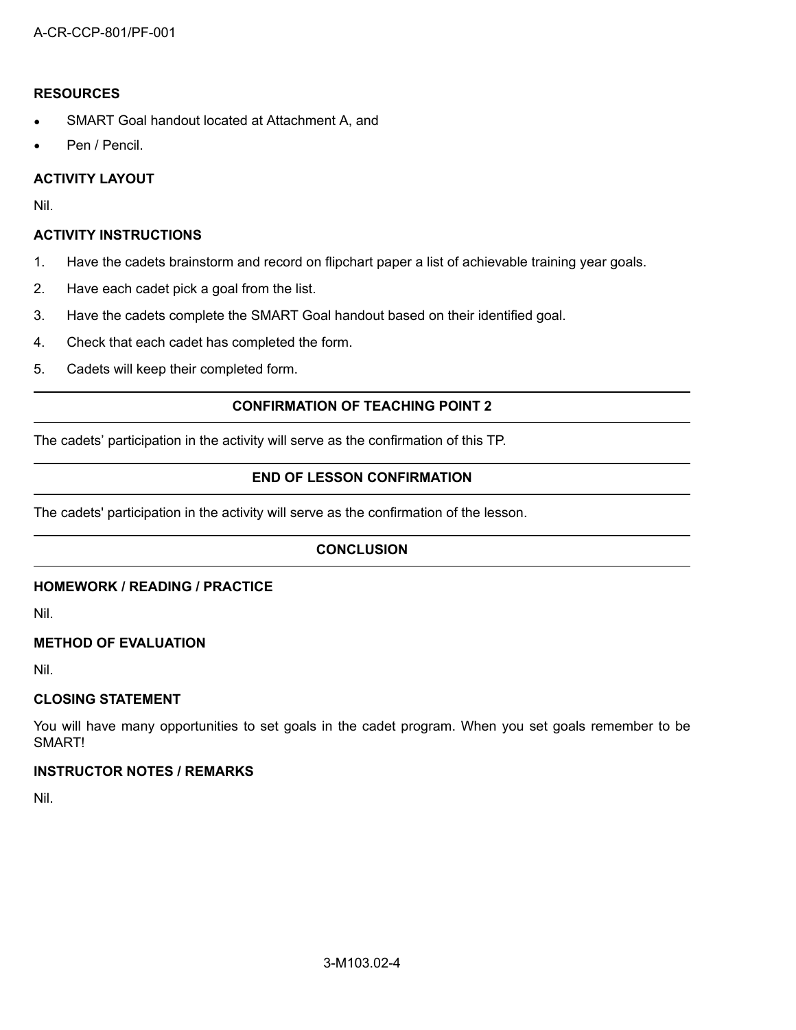**RESOURCES**

- SMART Goal handout located at Attachment A, and
- Pen / Pencil.

**ACTIVITY LAYOUT**

Nil.

**ACTIVITY INSTRUCTIONS**

1. Have the cadets brainstorm and record on flipchart paper a list of achievable training year goals.
2. Have each cadet pick a goal from the list.
3. Have the cadets complete the SMART Goal handout based on their identified goal.
4. Check that each cadet has completed the form.
5. Cadets will keep their completed form.

## CONFIRMATION OF TEACHING POINT 2

The cadets' participation in the activity will serve as the confirmation of this TP.

## END OF LESSON CONFIRMATION

The cadets' participation in the activity will serve as the confirmation of the lesson.

## CONCLUSION

**HOMEWORK / READING / PRACTICE**

Nil.

**METHOD OF EVALUATION**

Nil.

**CLOSING STATEMENT**

You will have many opportunities to set goals in the cadet program. When you set goals remember to be SMART!

**INSTRUCTOR NOTES / REMARKS**

Nil.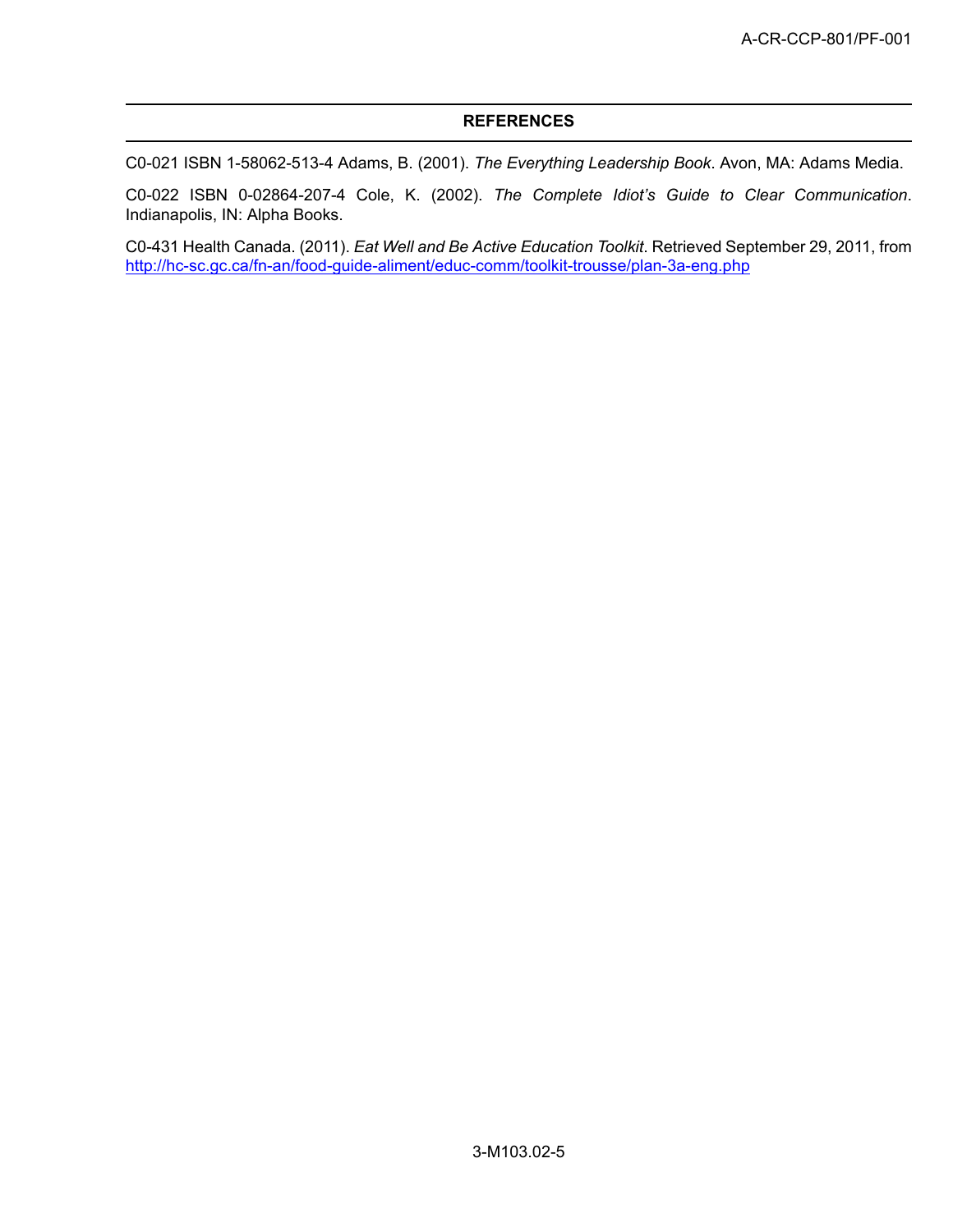## REFERENCES

C0-021 ISBN 1-58062-513-4 Adams, B. (2001). *The Everything Leadership Book*. Avon, MA: Adams Media.

C0-022 ISBN 0-02864-207-4 Cole, K. (2002). *The Complete Idiot's Guide to Clear Communication*. Indianapolis, IN: Alpha Books.

C0-431 Health Canada. (2011). *Eat Well and Be Active Education Toolkit*. Retrieved September 29, 2011, from http://hc-sc.gc.ca/fn-an/food-guide-aliment/educ-comm/toolkit-trousse/plan-3a-eng.php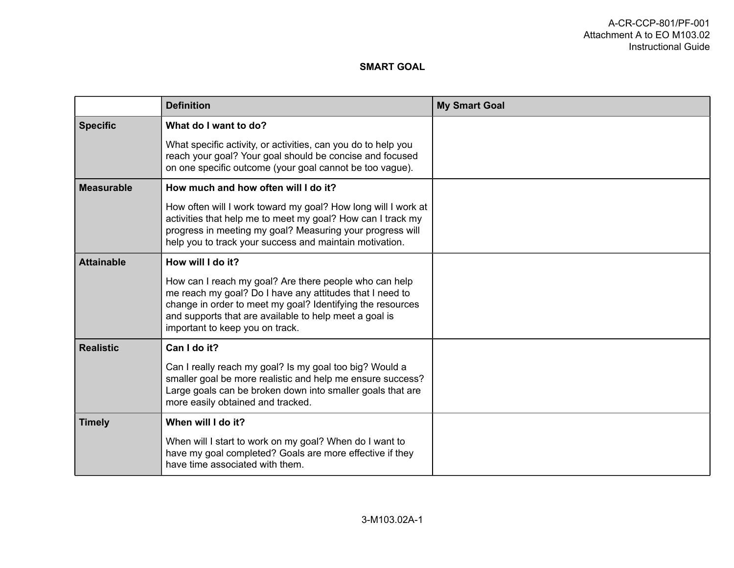# SMART GOAL

| | Definition | My Smart Goal |
|---|---|---|
| **Specific** | **What do I want to do?**<br><br>What specific activity, or activities, can you do to help you reach your goal? Your goal should be concise and focused on one specific outcome (your goal cannot be too vague). | |
| **Measurable** | **How much and how often will I do it?**<br><br>How often will I work toward my goal? How long will I work at activities that help me to meet my goal? How can I track my progress in meeting my goal? Measuring your progress will help you to track your success and maintain motivation. | |
| **Attainable** | **How will I do it?**<br><br>How can I reach my goal? Are there people who can help me reach my goal? Do I have any attitudes that I need to change in order to meet my goal? Identifying the resources and supports that are available to help meet a goal is important to keep you on track. | |
| **Realistic** | **Can I do it?**<br><br>Can I really reach my goal? Is my goal too big? Would a smaller goal be more realistic and help me ensure success? Large goals can be broken down into smaller goals that are more easily obtained and tracked. | |
| **Timely** | **When will I do it?**<br><br>When will I start to work on my goal? When do I want to have my goal completed? Goals are more effective if they have time associated with them. | |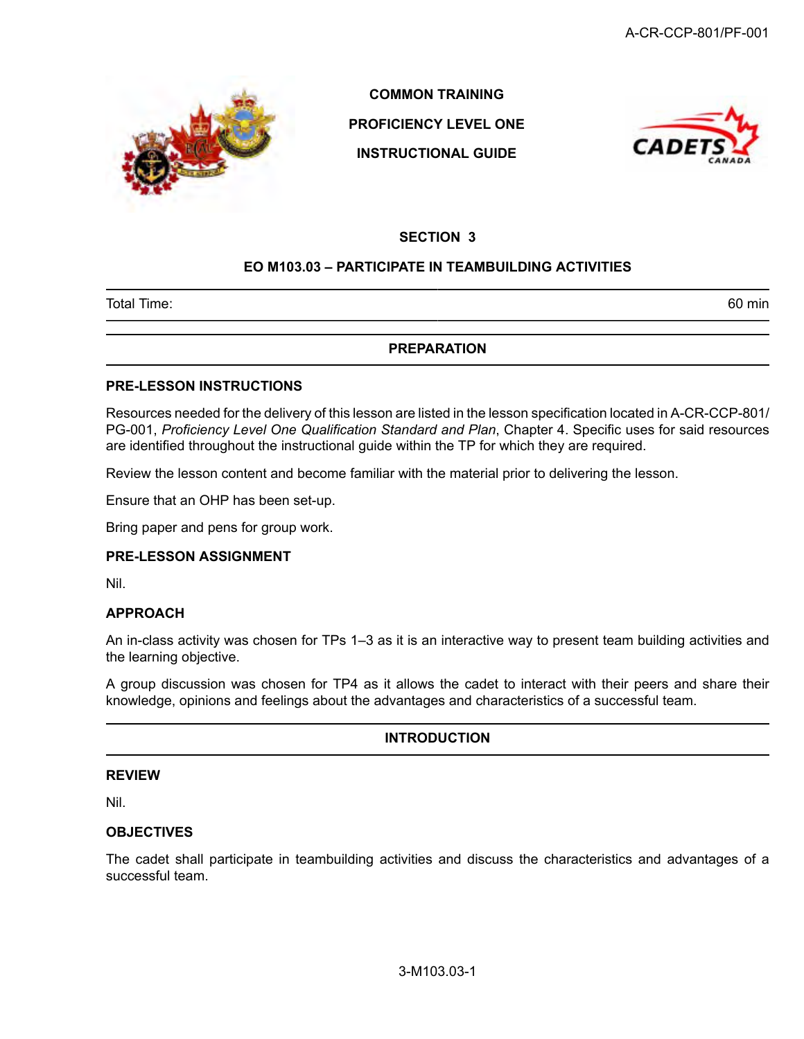COMMON TRAINING

PROFICIENCY LEVEL ONE

INSTRUCTIONAL GUIDE

## SECTION 3

## EO M103.03 – PARTICIPATE IN TEAMBUILDING ACTIVITIES

| Total Time: | 60 min |
|---|---|

## PREPARATION

### PRE-LESSON INSTRUCTIONS

Resources needed for the delivery of this lesson are listed in the lesson specification located in A-CR-CCP-801/PG-001, *Proficiency Level One Qualification Standard and Plan*, Chapter 4. Specific uses for said resources are identified throughout the instructional guide within the TP for which they are required.

Review the lesson content and become familiar with the material prior to delivering the lesson.

Ensure that an OHP has been set-up.

Bring paper and pens for group work.

### PRE-LESSON ASSIGNMENT

Nil.

### APPROACH

An in-class activity was chosen for TPs 1–3 as it is an interactive way to present team building activities and the learning objective.

A group discussion was chosen for TP4 as it allows the cadet to interact with their peers and share their knowledge, opinions and feelings about the advantages and characteristics of a successful team.

## INTRODUCTION

### REVIEW

Nil.

### OBJECTIVES

The cadet shall participate in teambuilding activities and discuss the characteristics and advantages of a successful team.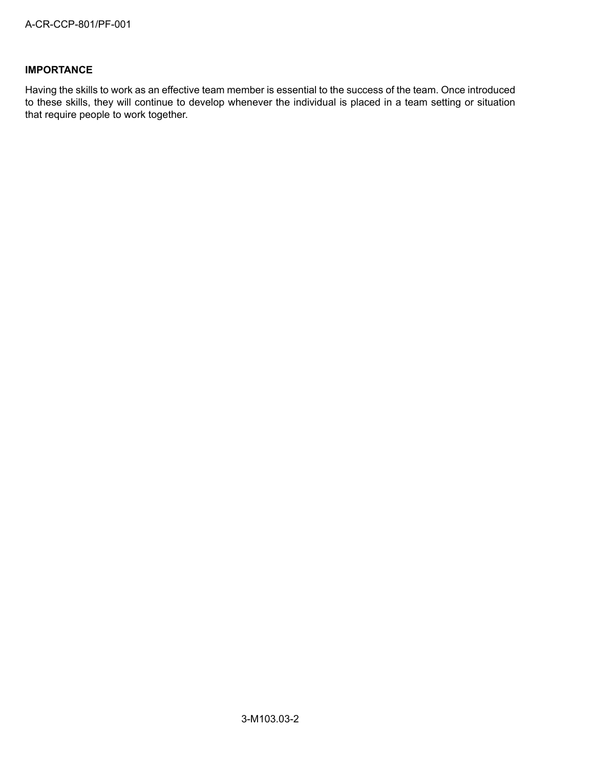**IMPORTANCE**

Having the skills to work as an effective team member is essential to the success of the team. Once introduced to these skills, they will continue to develop whenever the individual is placed in a team setting or situation that require people to work together.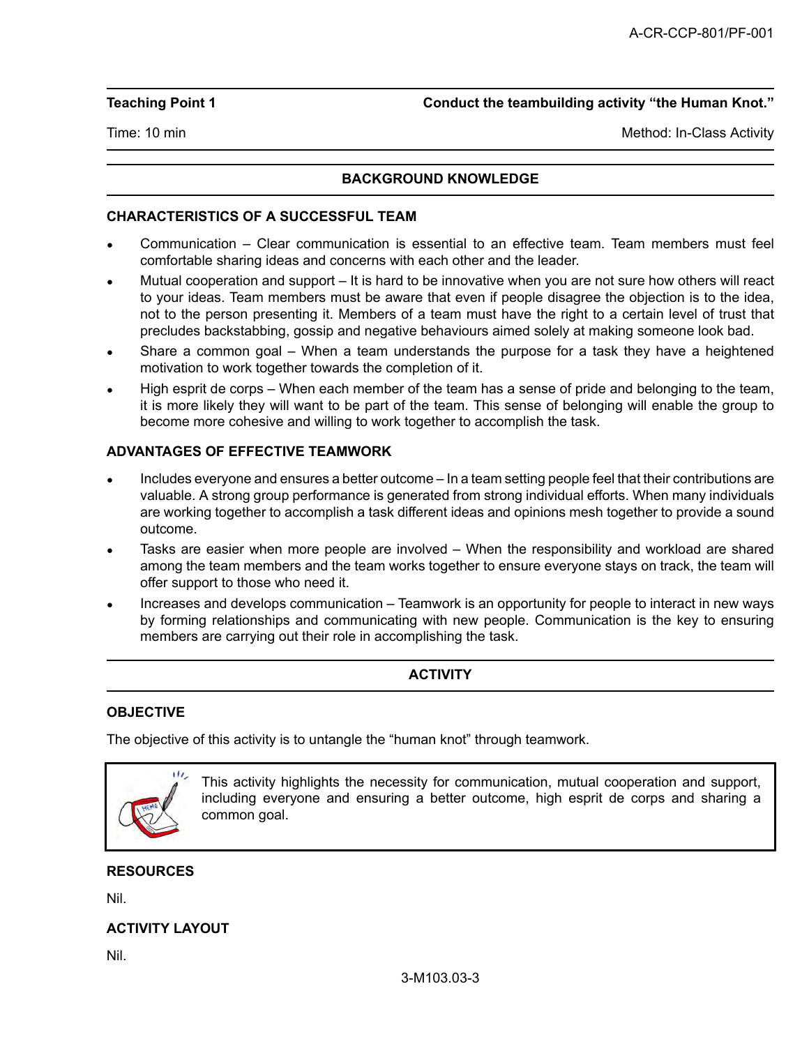| Teaching Point 1 | Conduct the teambuilding activity "the Human Knot." |
| --- | --- |
| Time: 10 min | Method: In-Class Activity |

## BACKGROUND KNOWLEDGE

### CHARACTERISTICS OF A SUCCESSFUL TEAM

- Communication – Clear communication is essential to an effective team. Team members must feel comfortable sharing ideas and concerns with each other and the leader.
- Mutual cooperation and support – It is hard to be innovative when you are not sure how others will react to your ideas. Team members must be aware that even if people disagree the objection is to the idea, not to the person presenting it. Members of a team must have the right to a certain level of trust that precludes backstabbing, gossip and negative behaviours aimed solely at making someone look bad.
- Share a common goal – When a team understands the purpose for a task they have a heightened motivation to work together towards the completion of it.
- High esprit de corps – When each member of the team has a sense of pride and belonging to the team, it is more likely they will want to be part of the team. This sense of belonging will enable the group to become more cohesive and willing to work together to accomplish the task.

### ADVANTAGES OF EFFECTIVE TEAMWORK

- Includes everyone and ensures a better outcome – In a team setting people feel that their contributions are valuable. A strong group performance is generated from strong individual efforts. When many individuals are working together to accomplish a task different ideas and opinions mesh together to provide a sound outcome.
- Tasks are easier when more people are involved – When the responsibility and workload are shared among the team members and the team works together to ensure everyone stays on track, the team will offer support to those who need it.
- Increases and develops communication – Teamwork is an opportunity for people to interact in new ways by forming relationships and communicating with new people. Communication is the key to ensuring members are carrying out their role in accomplishing the task.

## ACTIVITY

### OBJECTIVE

The objective of this activity is to untangle the "human knot" through teamwork.

> This activity highlights the necessity for communication, mutual cooperation and support, including everyone and ensuring a better outcome, high esprit de corps and sharing a common goal.

### RESOURCES

Nil.

### ACTIVITY LAYOUT

Nil.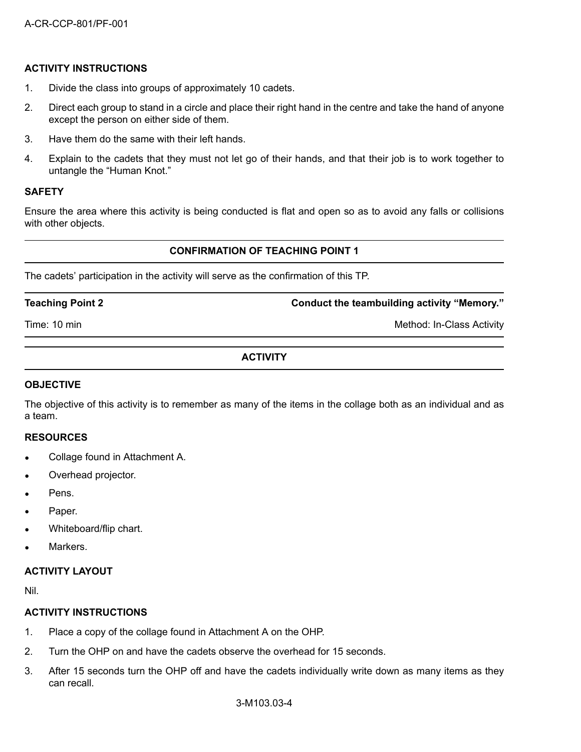**ACTIVITY INSTRUCTIONS**

1. Divide the class into groups of approximately 10 cadets.
2. Direct each group to stand in a circle and place their right hand in the centre and take the hand of anyone except the person on either side of them.
3. Have them do the same with their left hands.
4. Explain to the cadets that they must not let go of their hands, and that their job is to work together to untangle the "Human Knot."

**SAFETY**

Ensure the area where this activity is being conducted is flat and open so as to avoid any falls or collisions with other objects.

**CONFIRMATION OF TEACHING POINT 1**

The cadets' participation in the activity will serve as the confirmation of this TP.

| **Teaching Point 2** | **Conduct the teambuilding activity "Memory."** |
|---|---|
| Time: 10 min | Method: In-Class Activity |

**ACTIVITY**

**OBJECTIVE**

The objective of this activity is to remember as many of the items in the collage both as an individual and as a team.

**RESOURCES**

- Collage found in Attachment A.
- Overhead projector.
- Pens.
- Paper.
- Whiteboard/flip chart.
- Markers.

**ACTIVITY LAYOUT**

Nil.

**ACTIVITY INSTRUCTIONS**

1. Place a copy of the collage found in Attachment A on the OHP.
2. Turn the OHP on and have the cadets observe the overhead for 15 seconds.
3. After 15 seconds turn the OHP off and have the cadets individually write down as many items as they can recall.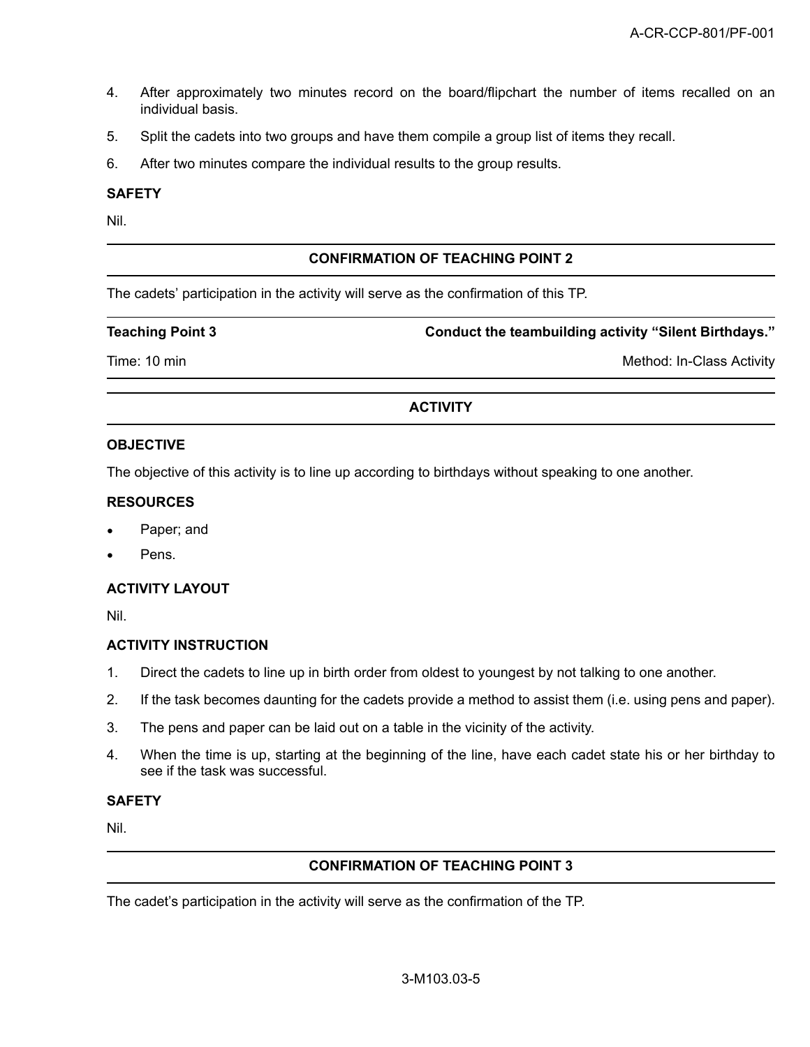4. After approximately two minutes record on the board/flipchart the number of items recalled on an individual basis.

5. Split the cadets into two groups and have them compile a group list of items they recall.

6. After two minutes compare the individual results to the group results.

**SAFETY**

Nil.

---

**CONFIRMATION OF TEACHING POINT 2**

The cadets' participation in the activity will serve as the confirmation of this TP.

---

| **Teaching Point 3** | **Conduct the teambuilding activity "Silent Birthdays."** |
|---|---|
| Time: 10 min | Method: In-Class Activity |

---

**ACTIVITY**

**OBJECTIVE**

The objective of this activity is to line up according to birthdays without speaking to one another.

**RESOURCES**

- Paper; and
- Pens.

**ACTIVITY LAYOUT**

Nil.

**ACTIVITY INSTRUCTION**

1. Direct the cadets to line up in birth order from oldest to youngest by not talking to one another.
2. If the task becomes daunting for the cadets provide a method to assist them (i.e. using pens and paper).
3. The pens and paper can be laid out on a table in the vicinity of the activity.
4. When the time is up, starting at the beginning of the line, have each cadet state his or her birthday to see if the task was successful.

**SAFETY**

Nil.

---

**CONFIRMATION OF TEACHING POINT 3**

The cadet's participation in the activity will serve as the confirmation of the TP.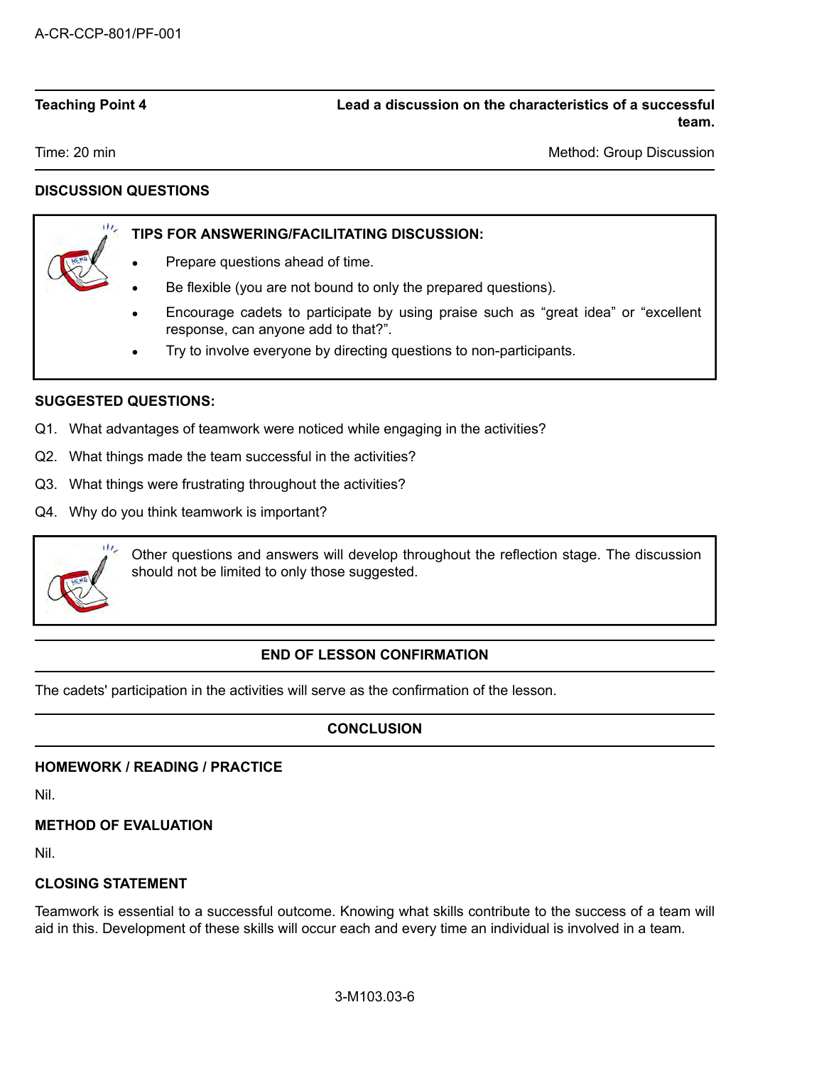| Teaching Point 4 | Lead a discussion on the characteristics of a successful team. |
|---|---|
| Time: 20 min | Method: Group Discussion |

## DISCUSSION QUESTIONS

**TIPS FOR ANSWERING/FACILITATING DISCUSSION:**

- Prepare questions ahead of time.
- Be flexible (you are not bound to only the prepared questions).
- Encourage cadets to participate by using praise such as "great idea" or "excellent response, can anyone add to that?".
- Try to involve everyone by directing questions to non-participants.

**SUGGESTED QUESTIONS:**

Q1. What advantages of teamwork were noticed while engaging in the activities?

Q2. What things made the team successful in the activities?

Q3. What things were frustrating throughout the activities?

Q4. Why do you think teamwork is important?

Other questions and answers will develop throughout the reflection stage. The discussion should not be limited to only those suggested.

## END OF LESSON CONFIRMATION

The cadets' participation in the activities will serve as the confirmation of the lesson.

## CONCLUSION

### HOMEWORK / READING / PRACTICE

Nil.

### METHOD OF EVALUATION

Nil.

### CLOSING STATEMENT

Teamwork is essential to a successful outcome. Knowing what skills contribute to the success of a team will aid in this. Development of these skills will occur each and every time an individual is involved in a team.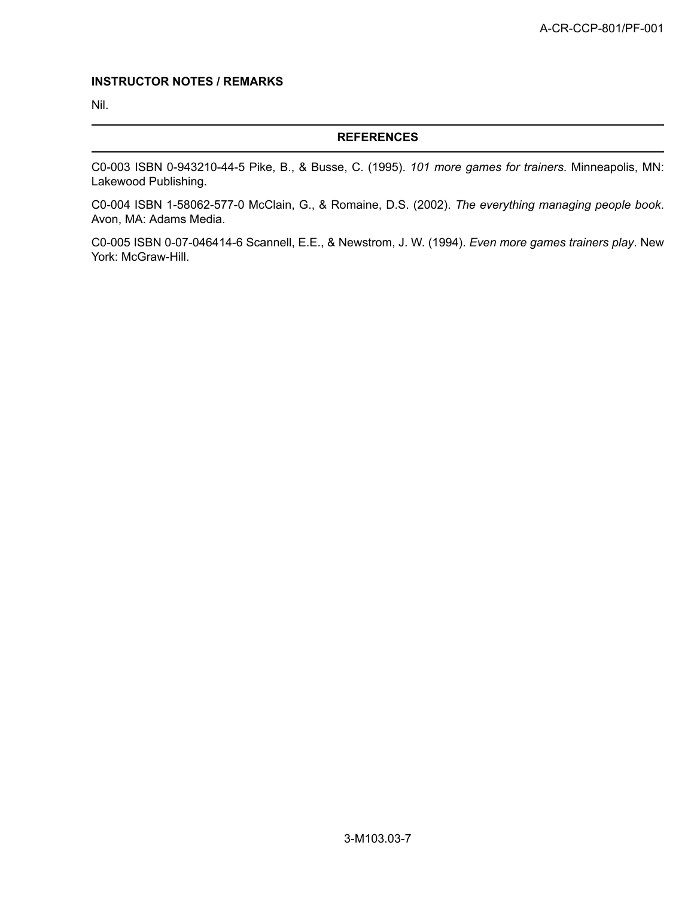**INSTRUCTOR NOTES / REMARKS**

Nil.

## REFERENCES

C0-003 ISBN 0-943210-44-5 Pike, B., & Busse, C. (1995). *101 more games for trainers*. Minneapolis, MN: Lakewood Publishing.

C0-004 ISBN 1-58062-577-0 McClain, G., & Romaine, D.S. (2002). *The everything managing people book*. Avon, MA: Adams Media.

C0-005 ISBN 0-07-046414-6 Scannell, E.E., & Newstrom, J. W. (1994). *Even more games trainers play*. New York: McGraw-Hill.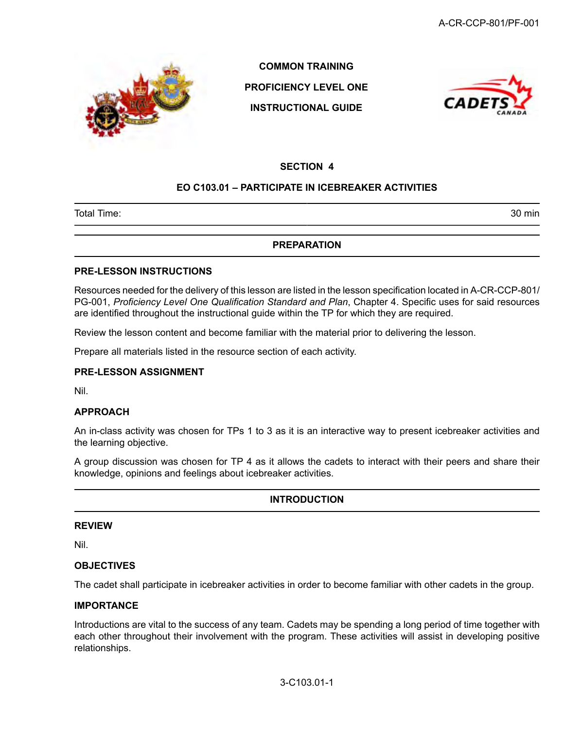**COMMON TRAINING**

**PROFICIENCY LEVEL ONE**

**INSTRUCTIONAL GUIDE**

## SECTION 4

## EO C103.01 – PARTICIPATE IN ICEBREAKER ACTIVITIES

| Total Time: | 30 min |
|---|---|

## PREPARATION

### PRE-LESSON INSTRUCTIONS

Resources needed for the delivery of this lesson are listed in the lesson specification located in A-CR-CCP-801/PG-001, *Proficiency Level One Qualification Standard and Plan*, Chapter 4. Specific uses for said resources are identified throughout the instructional guide within the TP for which they are required.

Review the lesson content and become familiar with the material prior to delivering the lesson.

Prepare all materials listed in the resource section of each activity.

### PRE-LESSON ASSIGNMENT

Nil.

### APPROACH

An in-class activity was chosen for TPs 1 to 3 as it is an interactive way to present icebreaker activities and the learning objective.

A group discussion was chosen for TP 4 as it allows the cadets to interact with their peers and share their knowledge, opinions and feelings about icebreaker activities.

## INTRODUCTION

### REVIEW

Nil.

### OBJECTIVES

The cadet shall participate in icebreaker activities in order to become familiar with other cadets in the group.

### IMPORTANCE

Introductions are vital to the success of any team. Cadets may be spending a long period of time together with each other throughout their involvement with the program. These activities will assist in developing positive relationships.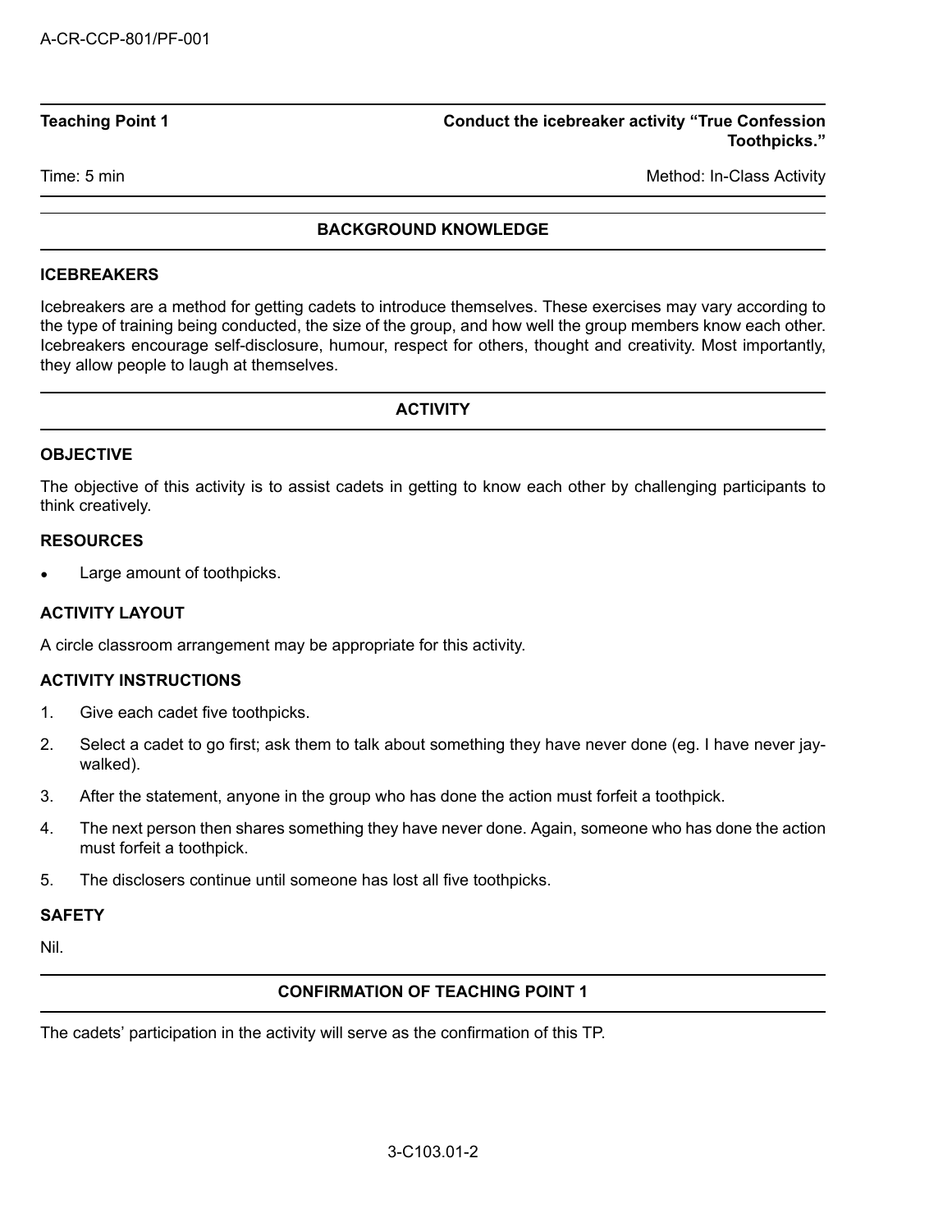**Teaching Point 1** | **Conduct the icebreaker activity "True Confession Toothpicks."**

Time: 5 min | Method: In-Class Activity

## BACKGROUND KNOWLEDGE

### ICEBREAKERS

Icebreakers are a method for getting cadets to introduce themselves. These exercises may vary according to the type of training being conducted, the size of the group, and how well the group members know each other. Icebreakers encourage self-disclosure, humour, respect for others, thought and creativity. Most importantly, they allow people to laugh at themselves.

## ACTIVITY

### OBJECTIVE

The objective of this activity is to assist cadets in getting to know each other by challenging participants to think creatively.

### RESOURCES

- Large amount of toothpicks.

### ACTIVITY LAYOUT

A circle classroom arrangement may be appropriate for this activity.

### ACTIVITY INSTRUCTIONS

1. Give each cadet five toothpicks.
2. Select a cadet to go first; ask them to talk about something they have never done (eg. I have never jay-walked).
3. After the statement, anyone in the group who has done the action must forfeit a toothpick.
4. The next person then shares something they have never done. Again, someone who has done the action must forfeit a toothpick.
5. The disclosers continue until someone has lost all five toothpicks.

### SAFETY

Nil.

## CONFIRMATION OF TEACHING POINT 1

The cadets' participation in the activity will serve as the confirmation of this TP.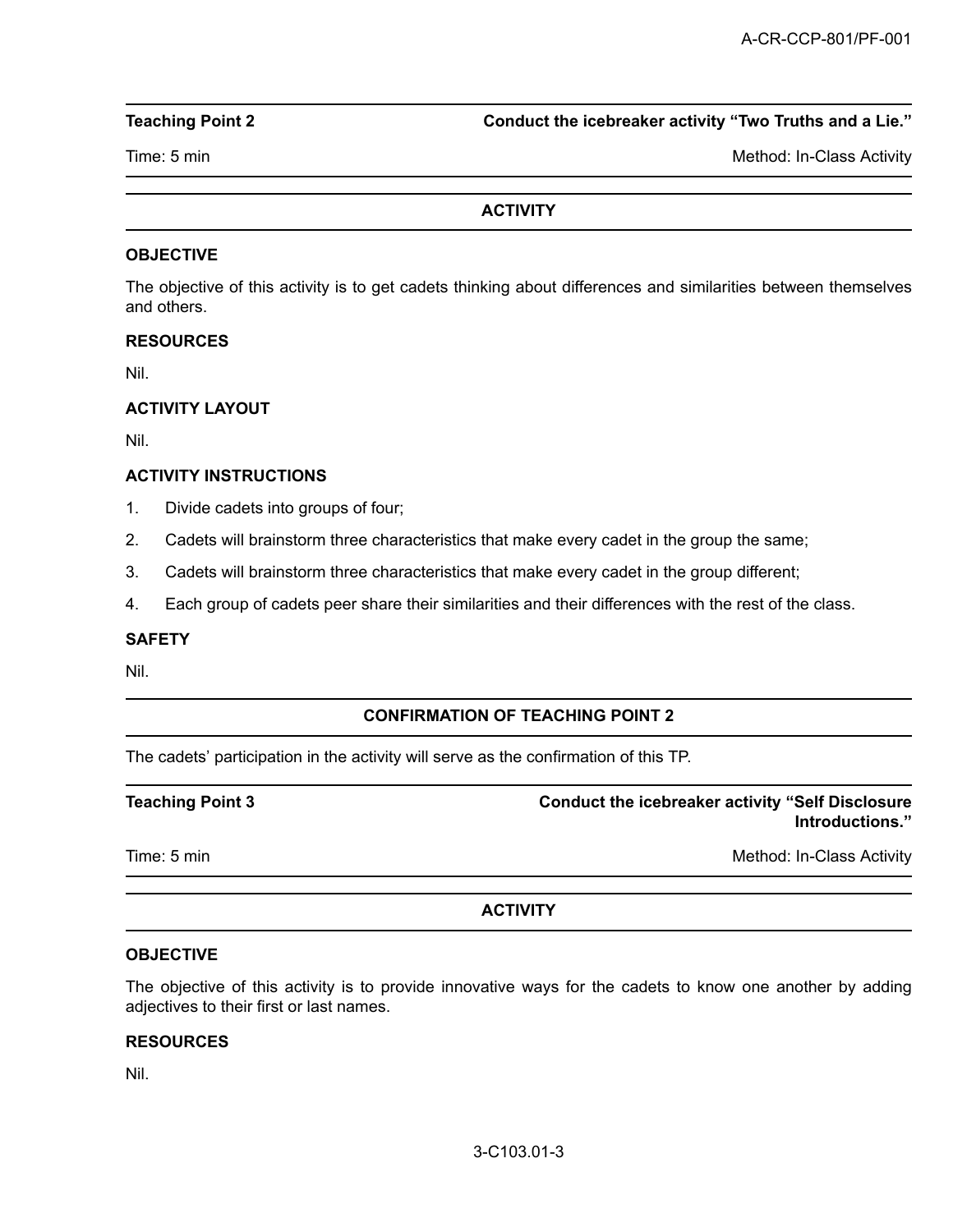**Teaching Point 2** **Conduct the icebreaker activity "Two Truths and a Lie."**

Time: 5 min Method: In-Class Activity

## ACTIVITY

### OBJECTIVE

The objective of this activity is to get cadets thinking about differences and similarities between themselves and others.

### RESOURCES

Nil.

### ACTIVITY LAYOUT

Nil.

### ACTIVITY INSTRUCTIONS

1. Divide cadets into groups of four;
2. Cadets will brainstorm three characteristics that make every cadet in the group the same;
3. Cadets will brainstorm three characteristics that make every cadet in the group different;
4. Each group of cadets peer share their similarities and their differences with the rest of the class.

### SAFETY

Nil.

## CONFIRMATION OF TEACHING POINT 2

The cadets' participation in the activity will serve as the confirmation of this TP.

**Teaching Point 3** **Conduct the icebreaker activity "Self Disclosure Introductions."**

Time: 5 min Method: In-Class Activity

## ACTIVITY

### OBJECTIVE

The objective of this activity is to provide innovative ways for the cadets to know one another by adding adjectives to their first or last names.

### RESOURCES

Nil.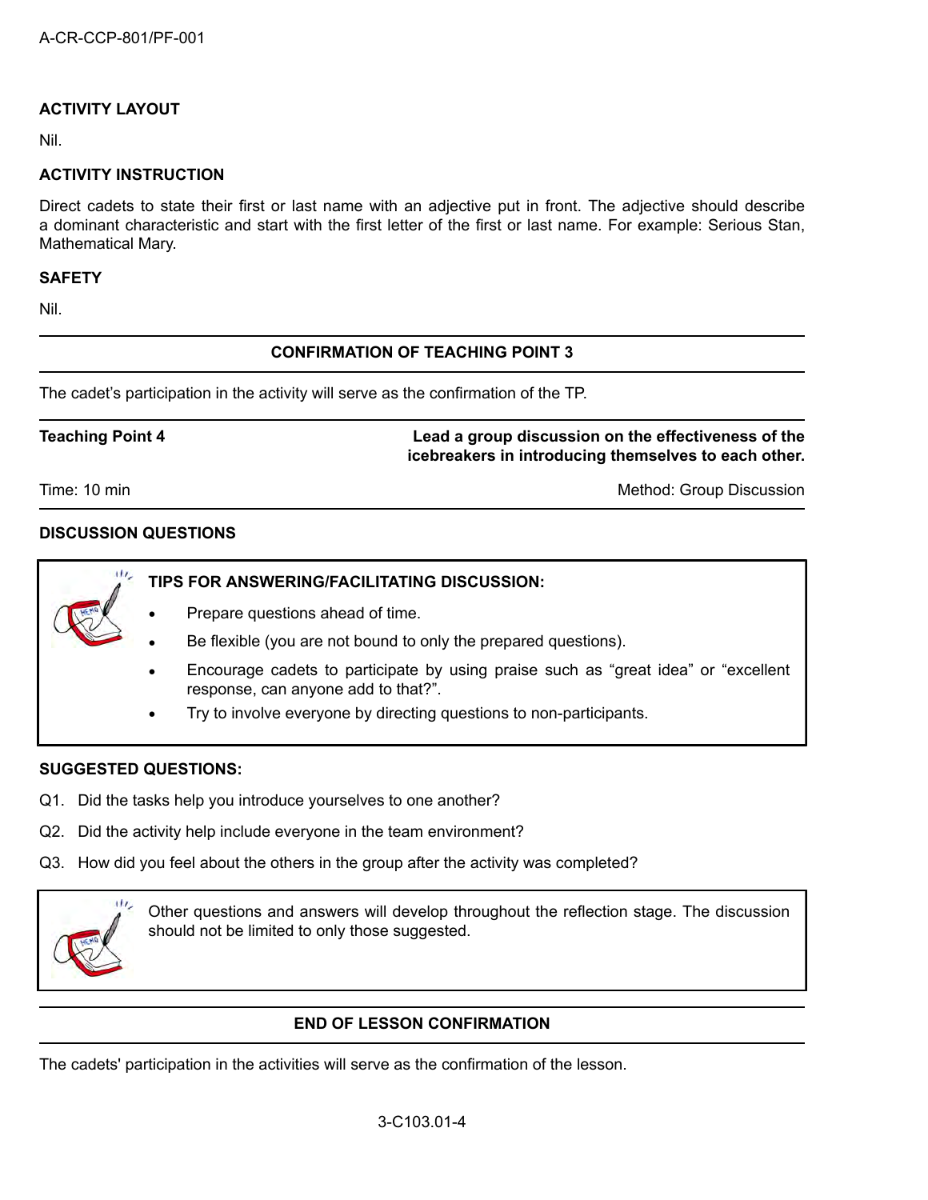## ACTIVITY LAYOUT

Nil.

## ACTIVITY INSTRUCTION

Direct cadets to state their first or last name with an adjective put in front. The adjective should describe a dominant characteristic and start with the first letter of the first or last name. For example: Serious Stan, Mathematical Mary.

## SAFETY

Nil.

## CONFIRMATION OF TEACHING POINT 3

The cadet's participation in the activity will serve as the confirmation of the TP.

| **Teaching Point 4** | **Lead a group discussion on the effectiveness of the icebreakers in introducing themselves to each other.** |
|---|---|
| Time: 10 min | Method: Group Discussion |

## DISCUSSION QUESTIONS

**TIPS FOR ANSWERING/FACILITATING DISCUSSION:**

- Prepare questions ahead of time.
- Be flexible (you are not bound to only the prepared questions).
- Encourage cadets to participate by using praise such as "great idea" or "excellent response, can anyone add to that?".
- Try to involve everyone by directing questions to non-participants.

**SUGGESTED QUESTIONS:**

Q1. Did the tasks help you introduce yourselves to one another?

Q2. Did the activity help include everyone in the team environment?

Q3. How did you feel about the others in the group after the activity was completed?

Other questions and answers will develop throughout the reflection stage. The discussion should not be limited to only those suggested.

## END OF LESSON CONFIRMATION

The cadets' participation in the activities will serve as the confirmation of the lesson.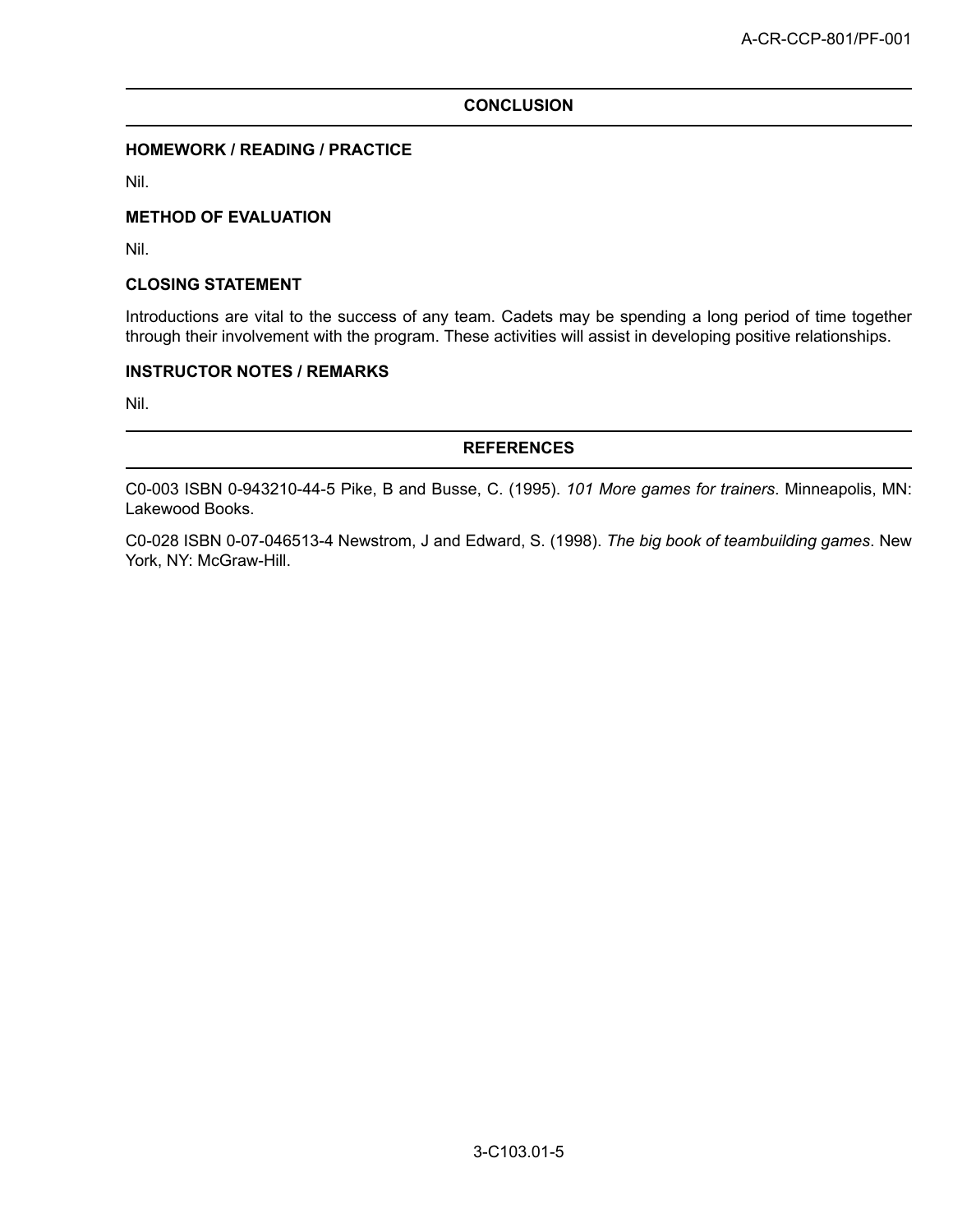## CONCLUSION

### HOMEWORK / READING / PRACTICE

Nil.

### METHOD OF EVALUATION

Nil.

### CLOSING STATEMENT

Introductions are vital to the success of any team. Cadets may be spending a long period of time together through their involvement with the program. These activities will assist in developing positive relationships.

### INSTRUCTOR NOTES / REMARKS

Nil.

## REFERENCES

C0-003 ISBN 0-943210-44-5 Pike, B and Busse, C. (1995). *101 More games for trainers*. Minneapolis, MN: Lakewood Books.

C0-028 ISBN 0-07-046513-4 Newstrom, J and Edward, S. (1998). *The big book of teambuilding games*. New York, NY: McGraw-Hill.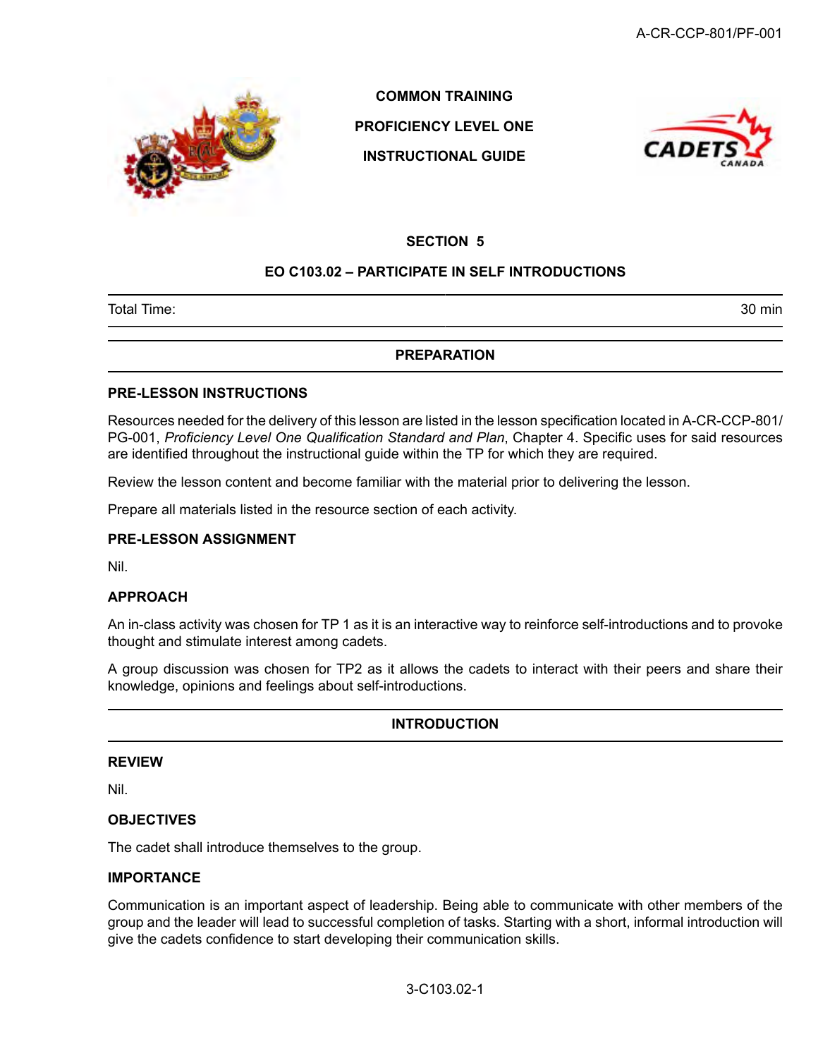COMMON TRAINING

PROFICIENCY LEVEL ONE

INSTRUCTIONAL GUIDE

## SECTION 5

## EO C103.02 – PARTICIPATE IN SELF INTRODUCTIONS

| Total Time: | 30 min |
|---|---|

## PREPARATION

### PRE-LESSON INSTRUCTIONS

Resources needed for the delivery of this lesson are listed in the lesson specification located in A-CR-CCP-801/PG-001, *Proficiency Level One Qualification Standard and Plan*, Chapter 4. Specific uses for said resources are identified throughout the instructional guide within the TP for which they are required.

Review the lesson content and become familiar with the material prior to delivering the lesson.

Prepare all materials listed in the resource section of each activity.

### PRE-LESSON ASSIGNMENT

Nil.

### APPROACH

An in-class activity was chosen for TP 1 as it is an interactive way to reinforce self-introductions and to provoke thought and stimulate interest among cadets.

A group discussion was chosen for TP2 as it allows the cadets to interact with their peers and share their knowledge, opinions and feelings about self-introductions.

## INTRODUCTION

### REVIEW

Nil.

### OBJECTIVES

The cadet shall introduce themselves to the group.

### IMPORTANCE

Communication is an important aspect of leadership. Being able to communicate with other members of the group and the leader will lead to successful completion of tasks. Starting with a short, informal introduction will give the cadets confidence to start developing their communication skills.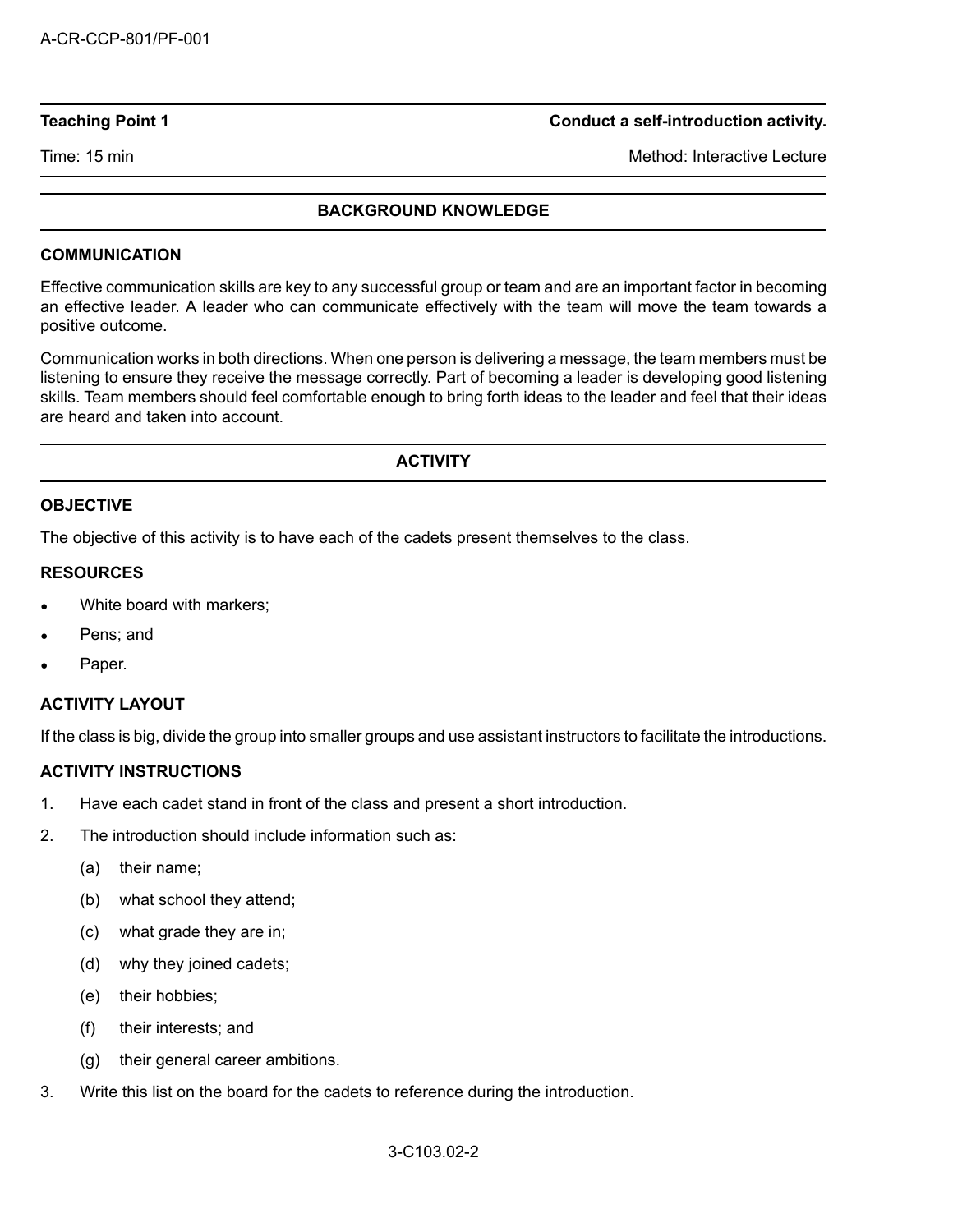**Teaching Point 1** **Conduct a self-introduction activity.**

Time: 15 min Method: Interactive Lecture

## BACKGROUND KNOWLEDGE

### COMMUNICATION

Effective communication skills are key to any successful group or team and are an important factor in becoming an effective leader. A leader who can communicate effectively with the team will move the team towards a positive outcome.

Communication works in both directions. When one person is delivering a message, the team members must be listening to ensure they receive the message correctly. Part of becoming a leader is developing good listening skills. Team members should feel comfortable enough to bring forth ideas to the leader and feel that their ideas are heard and taken into account.

## ACTIVITY

### OBJECTIVE

The objective of this activity is to have each of the cadets present themselves to the class.

### RESOURCES

- White board with markers;
- Pens; and
- Paper.

### ACTIVITY LAYOUT

If the class is big, divide the group into smaller groups and use assistant instructors to facilitate the introductions.

### ACTIVITY INSTRUCTIONS

1. Have each cadet stand in front of the class and present a short introduction.
2. The introduction should include information such as:
   (a) their name;
   (b) what school they attend;
   (c) what grade they are in;
   (d) why they joined cadets;
   (e) their hobbies;
   (f) their interests; and
   (g) their general career ambitions.
3. Write this list on the board for the cadets to reference during the introduction.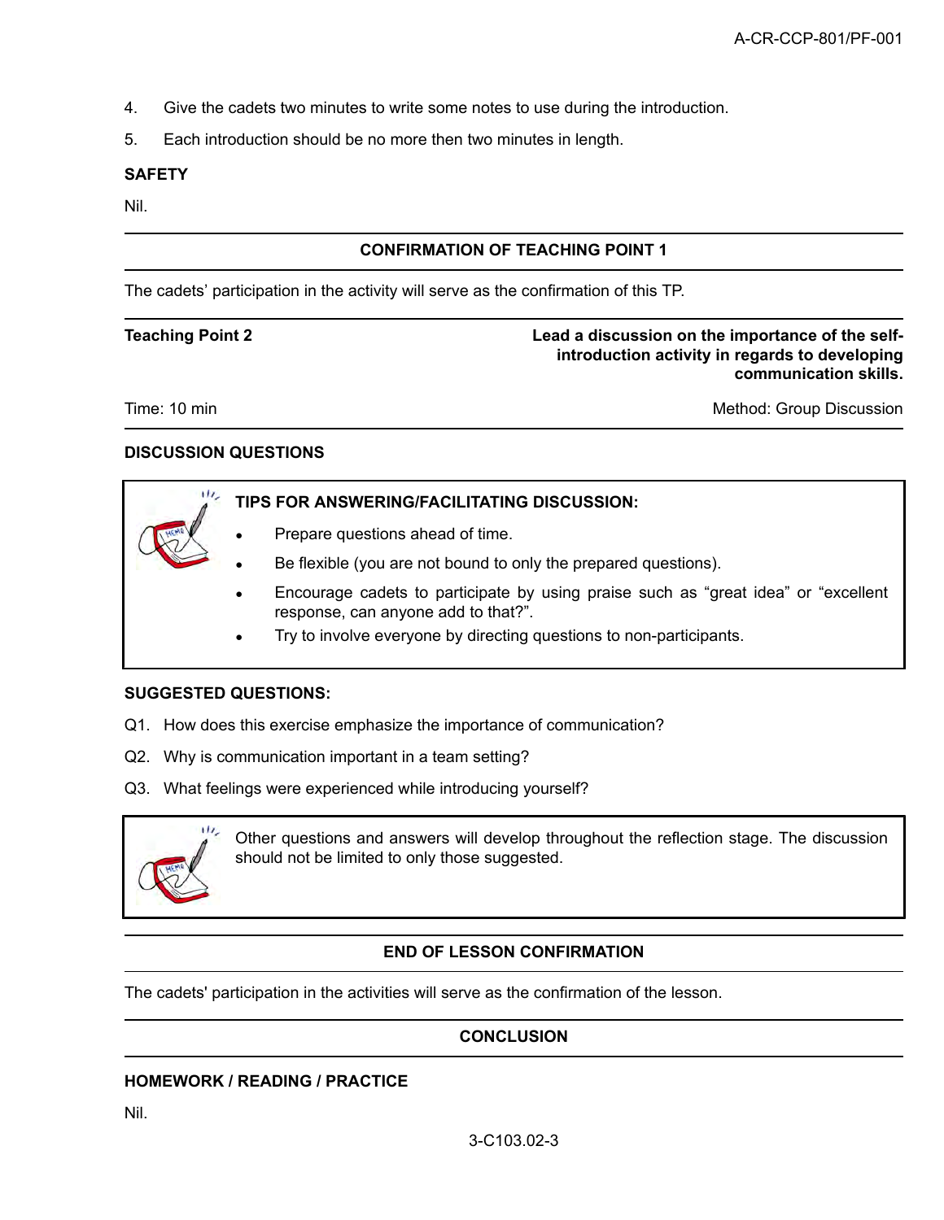4. Give the cadets two minutes to write some notes to use during the introduction.
5. Each introduction should be no more then two minutes in length.

**SAFETY**

Nil.

---

**CONFIRMATION OF TEACHING POINT 1**

---

The cadets' participation in the activity will serve as the confirmation of this TP.

---

| **Teaching Point 2** | **Lead a discussion on the importance of the self-introduction activity in regards to developing communication skills.** |
|---|---|
| Time: 10 min | Method: Group Discussion |

---

**DISCUSSION QUESTIONS**

> **TIPS FOR ANSWERING/FACILITATING DISCUSSION:**
>
> - Prepare questions ahead of time.
> - Be flexible (you are not bound to only the prepared questions).
> - Encourage cadets to participate by using praise such as "great idea" or "excellent response, can anyone add to that?".
> - Try to involve everyone by directing questions to non-participants.

**SUGGESTED QUESTIONS:**

Q1. How does this exercise emphasize the importance of communication?

Q2. Why is communication important in a team setting?

Q3. What feelings were experienced while introducing yourself?

> Other questions and answers will develop throughout the reflection stage. The discussion should not be limited to only those suggested.

---

**END OF LESSON CONFIRMATION**

---

The cadets' participation in the activities will serve as the confirmation of the lesson.

---

**CONCLUSION**

---

**HOMEWORK / READING / PRACTICE**

Nil.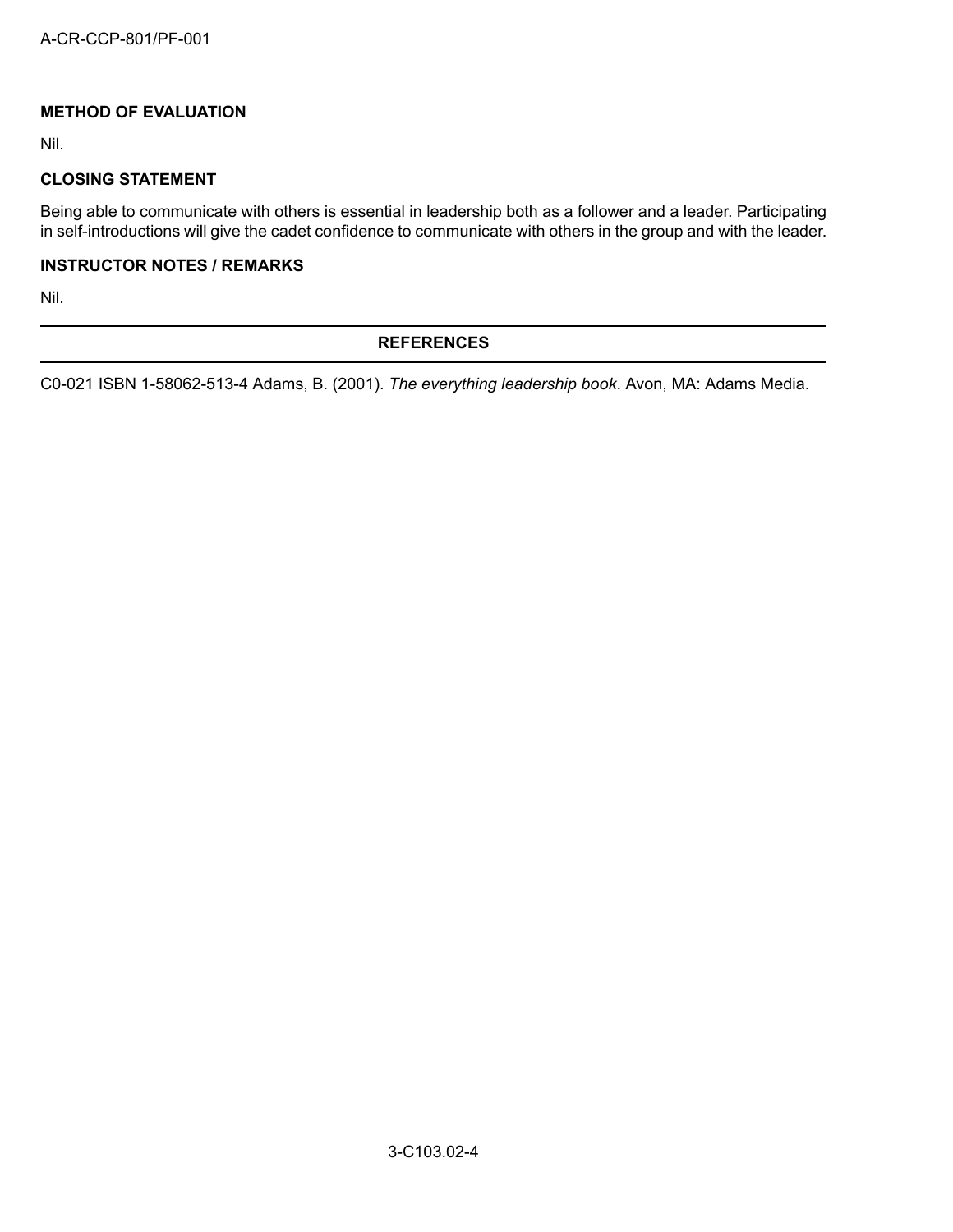## METHOD OF EVALUATION

Nil.

## CLOSING STATEMENT

Being able to communicate with others is essential in leadership both as a follower and a leader. Participating in self-introductions will give the cadet confidence to communicate with others in the group and with the leader.

## INSTRUCTOR NOTES / REMARKS

Nil.

## REFERENCES

C0-021 ISBN 1-58062-513-4 Adams, B. (2001). *The everything leadership book*. Avon, MA: Adams Media.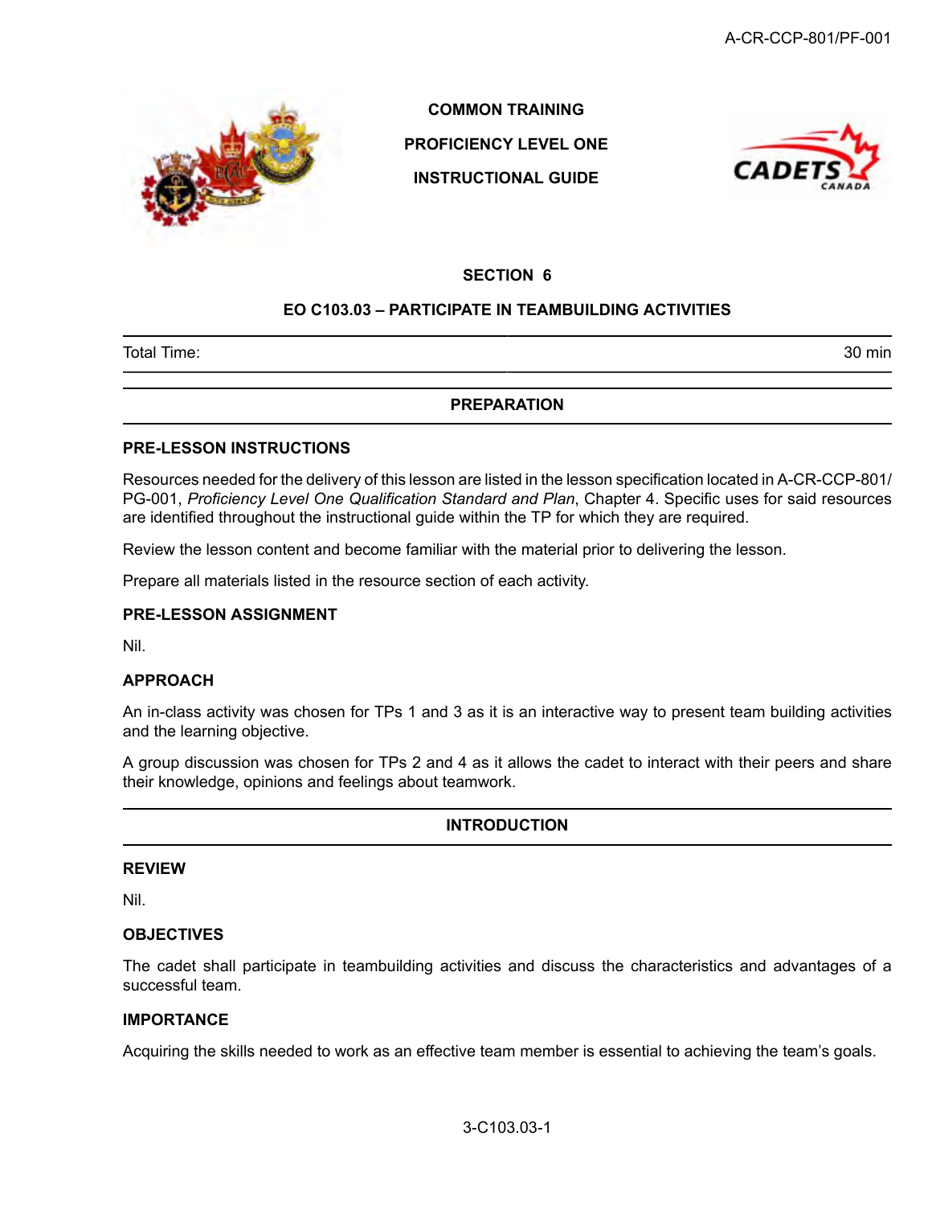COMMON TRAINING

PROFICIENCY LEVEL ONE

INSTRUCTIONAL GUIDE

## SECTION 6

## EO C103.03 – PARTICIPATE IN TEAMBUILDING ACTIVITIES

| Total Time: | 30 min |
|---|---|

## PREPARATION

### PRE-LESSON INSTRUCTIONS

Resources needed for the delivery of this lesson are listed in the lesson specification located in A-CR-CCP-801/PG-001, *Proficiency Level One Qualification Standard and Plan*, Chapter 4. Specific uses for said resources are identified throughout the instructional guide within the TP for which they are required.

Review the lesson content and become familiar with the material prior to delivering the lesson.

Prepare all materials listed in the resource section of each activity.

### PRE-LESSON ASSIGNMENT

Nil.

### APPROACH

An in-class activity was chosen for TPs 1 and 3 as it is an interactive way to present team building activities and the learning objective.

A group discussion was chosen for TPs 2 and 4 as it allows the cadet to interact with their peers and share their knowledge, opinions and feelings about teamwork.

## INTRODUCTION

### REVIEW

Nil.

### OBJECTIVES

The cadet shall participate in teambuilding activities and discuss the characteristics and advantages of a successful team.

### IMPORTANCE

Acquiring the skills needed to work as an effective team member is essential to achieving the team's goals.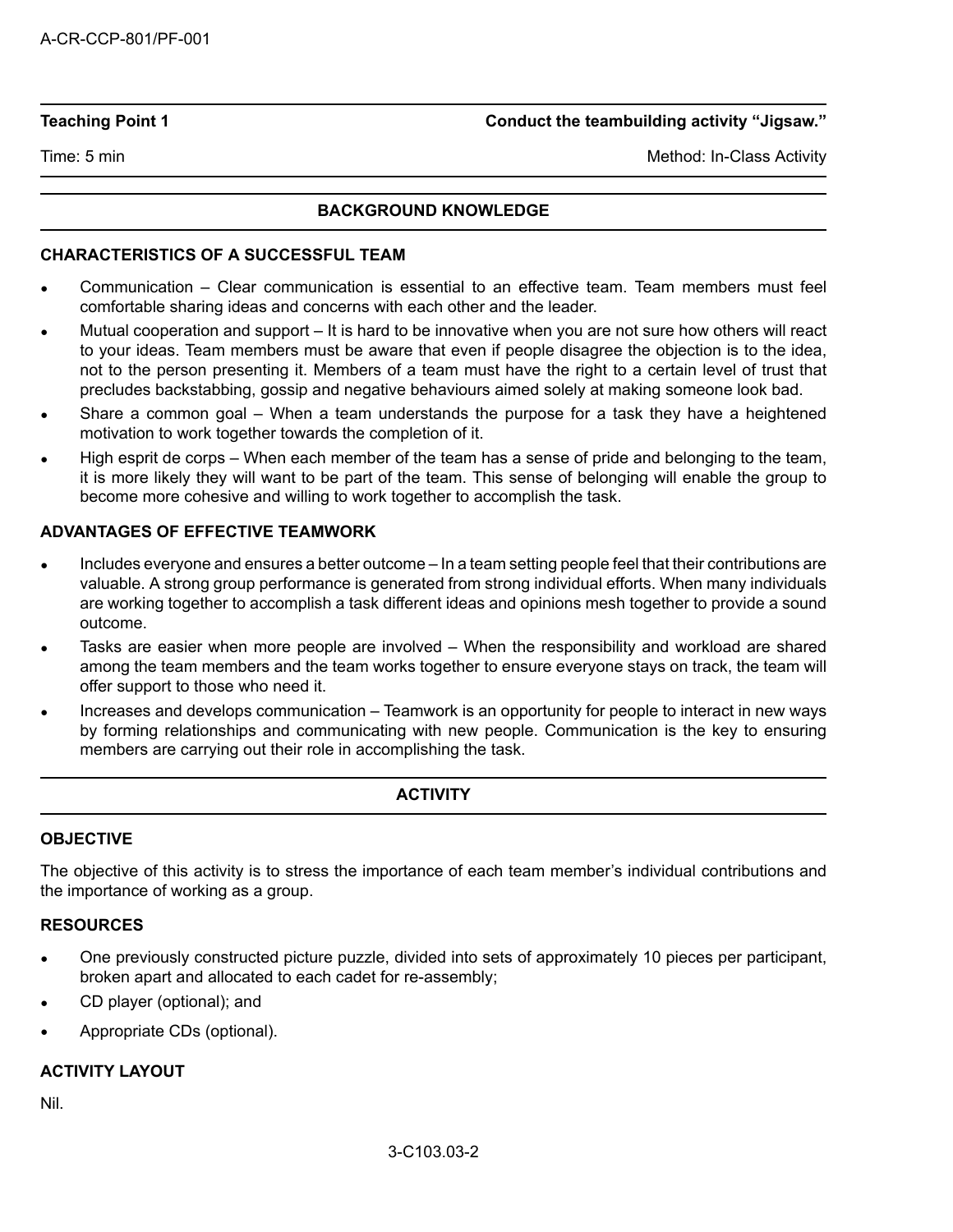| Teaching Point 1 | Conduct the teambuilding activity "Jigsaw." |
| --- | --- |
| Time: 5 min | Method: In-Class Activity |

## BACKGROUND KNOWLEDGE

### CHARACTERISTICS OF A SUCCESSFUL TEAM

- Communication – Clear communication is essential to an effective team. Team members must feel comfortable sharing ideas and concerns with each other and the leader.
- Mutual cooperation and support – It is hard to be innovative when you are not sure how others will react to your ideas. Team members must be aware that even if people disagree the objection is to the idea, not to the person presenting it. Members of a team must have the right to a certain level of trust that precludes backstabbing, gossip and negative behaviours aimed solely at making someone look bad.
- Share a common goal – When a team understands the purpose for a task they have a heightened motivation to work together towards the completion of it.
- High esprit de corps – When each member of the team has a sense of pride and belonging to the team, it is more likely they will want to be part of the team. This sense of belonging will enable the group to become more cohesive and willing to work together to accomplish the task.

### ADVANTAGES OF EFFECTIVE TEAMWORK

- Includes everyone and ensures a better outcome – In a team setting people feel that their contributions are valuable. A strong group performance is generated from strong individual efforts. When many individuals are working together to accomplish a task different ideas and opinions mesh together to provide a sound outcome.
- Tasks are easier when more people are involved – When the responsibility and workload are shared among the team members and the team works together to ensure everyone stays on track, the team will offer support to those who need it.
- Increases and develops communication – Teamwork is an opportunity for people to interact in new ways by forming relationships and communicating with new people. Communication is the key to ensuring members are carrying out their role in accomplishing the task.

## ACTIVITY

### OBJECTIVE

The objective of this activity is to stress the importance of each team member's individual contributions and the importance of working as a group.

### RESOURCES

- One previously constructed picture puzzle, divided into sets of approximately 10 pieces per participant, broken apart and allocated to each cadet for re-assembly;
- CD player (optional); and
- Appropriate CDs (optional).

### ACTIVITY LAYOUT

Nil.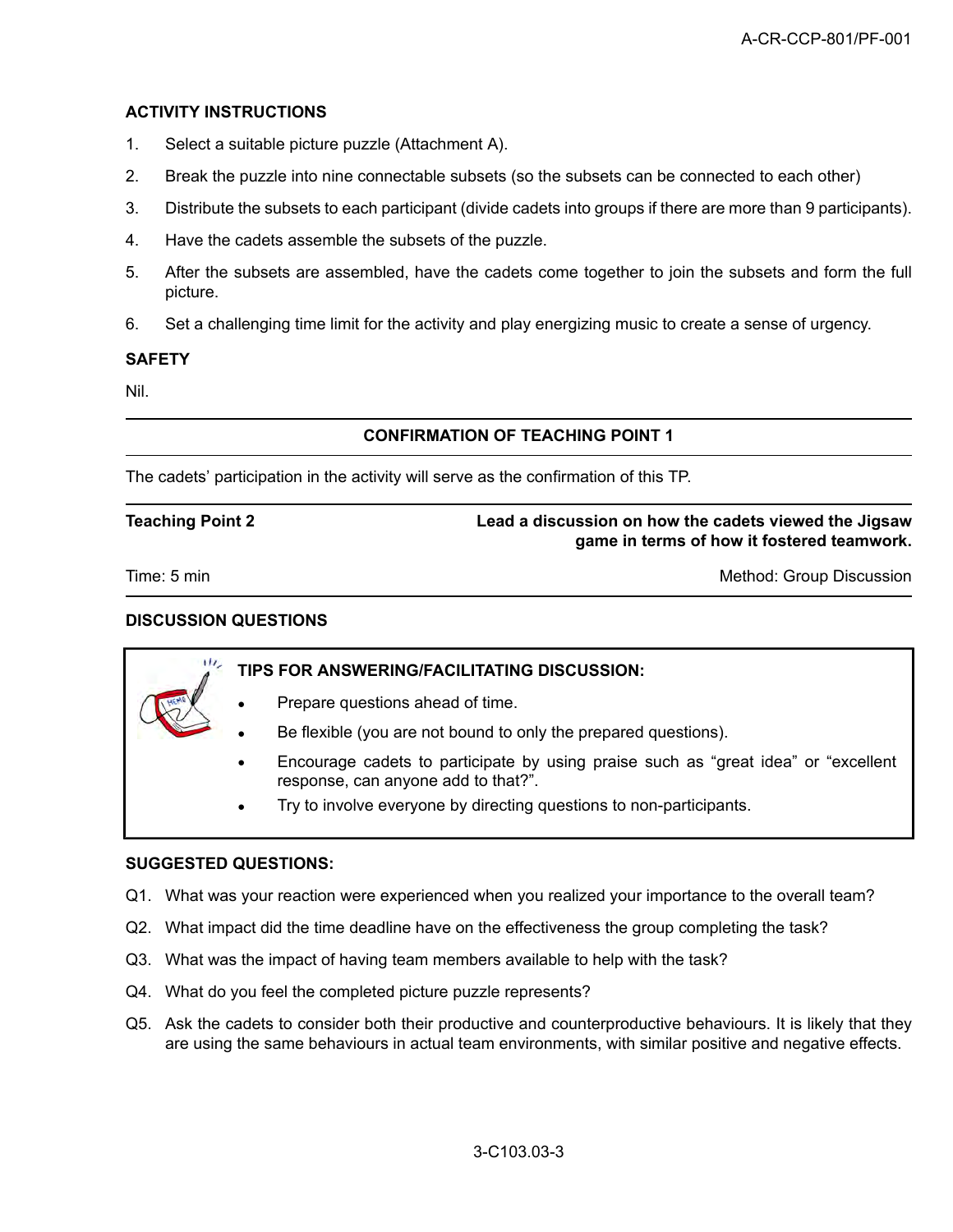**ACTIVITY INSTRUCTIONS**

1. Select a suitable picture puzzle (Attachment A).
2. Break the puzzle into nine connectable subsets (so the subsets can be connected to each other)
3. Distribute the subsets to each participant (divide cadets into groups if there are more than 9 participants).
4. Have the cadets assemble the subsets of the puzzle.
5. After the subsets are assembled, have the cadets come together to join the subsets and form the full picture.
6. Set a challenging time limit for the activity and play energizing music to create a sense of urgency.

**SAFETY**

Nil.

---

**CONFIRMATION OF TEACHING POINT 1**

---

The cadets' participation in the activity will serve as the confirmation of this TP.

---

| **Teaching Point 2** | **Lead a discussion on how the cadets viewed the Jigsaw game in terms of how it fostered teamwork.** |
|---|---|
| Time: 5 min | Method: Group Discussion |

---

**DISCUSSION QUESTIONS**

> **TIPS FOR ANSWERING/FACILITATING DISCUSSION:**
>
> - Prepare questions ahead of time.
> - Be flexible (you are not bound to only the prepared questions).
> - Encourage cadets to participate by using praise such as "great idea" or "excellent response, can anyone add to that?".
> - Try to involve everyone by directing questions to non-participants.

**SUGGESTED QUESTIONS:**

Q1. What was your reaction were experienced when you realized your importance to the overall team?

Q2. What impact did the time deadline have on the effectiveness the group completing the task?

Q3. What was the impact of having team members available to help with the task?

Q4. What do you feel the completed picture puzzle represents?

Q5. Ask the cadets to consider both their productive and counterproductive behaviours. It is likely that they are using the same behaviours in actual team environments, with similar positive and negative effects.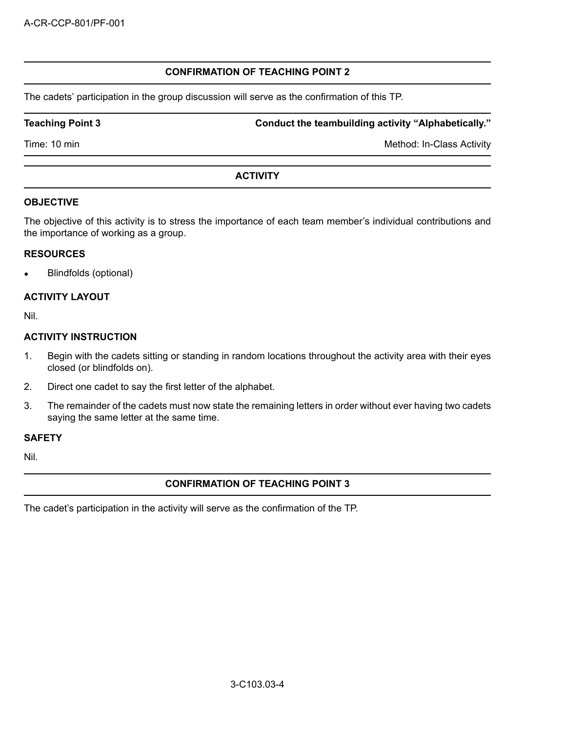## CONFIRMATION OF TEACHING POINT 2

The cadets' participation in the group discussion will serve as the confirmation of this TP.

**Teaching Point 3** **Conduct the teambuilding activity "Alphabetically."**

Time: 10 min Method: In-Class Activity

## ACTIVITY

### OBJECTIVE

The objective of this activity is to stress the importance of each team member's individual contributions and the importance of working as a group.

### RESOURCES

- Blindfolds (optional)

### ACTIVITY LAYOUT

Nil.

### ACTIVITY INSTRUCTION

1. Begin with the cadets sitting or standing in random locations throughout the activity area with their eyes closed (or blindfolds on).
2. Direct one cadet to say the first letter of the alphabet.
3. The remainder of the cadets must now state the remaining letters in order without ever having two cadets saying the same letter at the same time.

### SAFETY

Nil.

## CONFIRMATION OF TEACHING POINT 3

The cadet's participation in the activity will serve as the confirmation of the TP.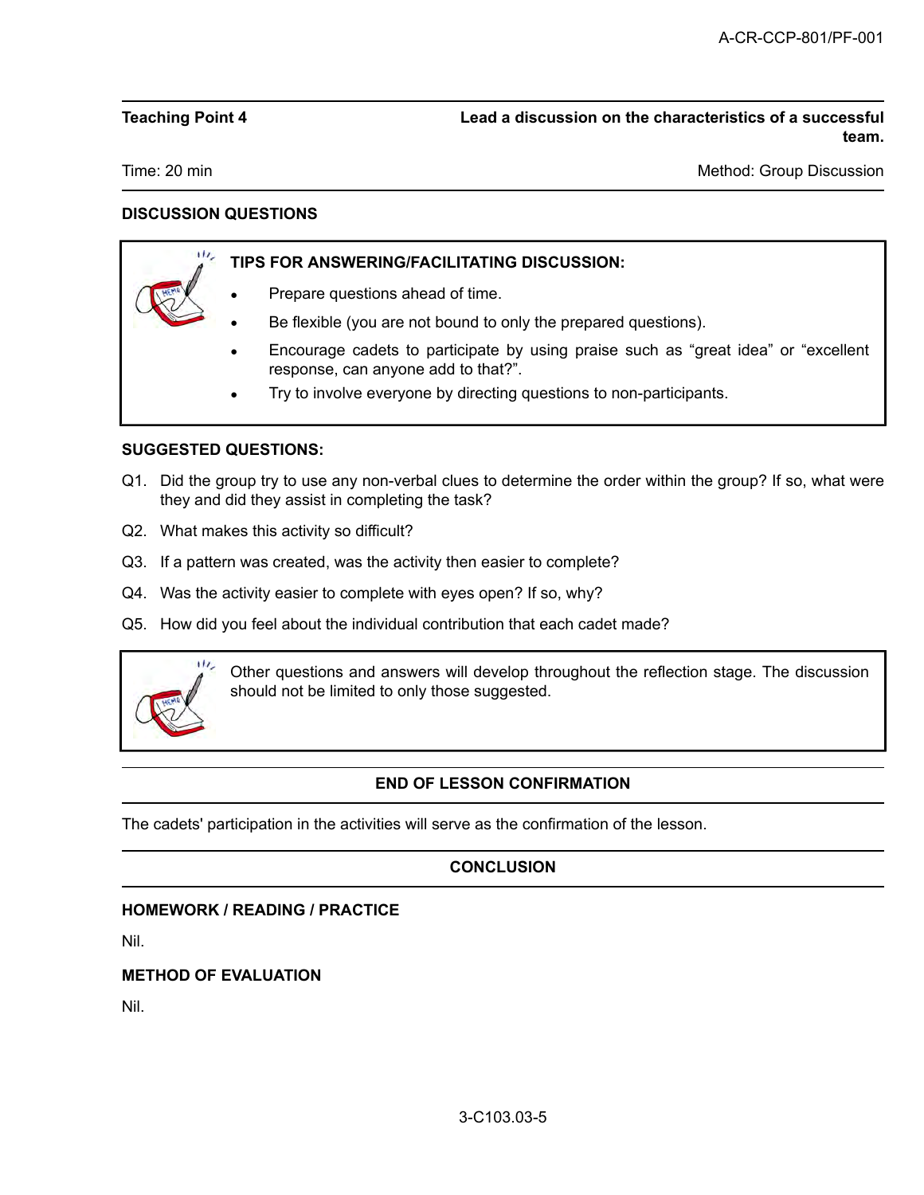**Teaching Point 4** | **Lead a discussion on the characteristics of a successful team.**

Time: 20 min | Method: Group Discussion

**DISCUSSION QUESTIONS**

> **TIPS FOR ANSWERING/FACILITATING DISCUSSION:**
>
> - Prepare questions ahead of time.
> - Be flexible (you are not bound to only the prepared questions).
> - Encourage cadets to participate by using praise such as "great idea" or "excellent response, can anyone add to that?".
> - Try to involve everyone by directing questions to non-participants.

**SUGGESTED QUESTIONS:**

Q1. Did the group try to use any non-verbal clues to determine the order within the group? If so, what were they and did they assist in completing the task?

Q2. What makes this activity so difficult?

Q3. If a pattern was created, was the activity then easier to complete?

Q4. Was the activity easier to complete with eyes open? If so, why?

Q5. How did you feel about the individual contribution that each cadet made?

> Other questions and answers will develop throughout the reflection stage. The discussion should not be limited to only those suggested.

**END OF LESSON CONFIRMATION**

The cadets' participation in the activities will serve as the confirmation of the lesson.

**CONCLUSION**

**HOMEWORK / READING / PRACTICE**

Nil.

**METHOD OF EVALUATION**

Nil.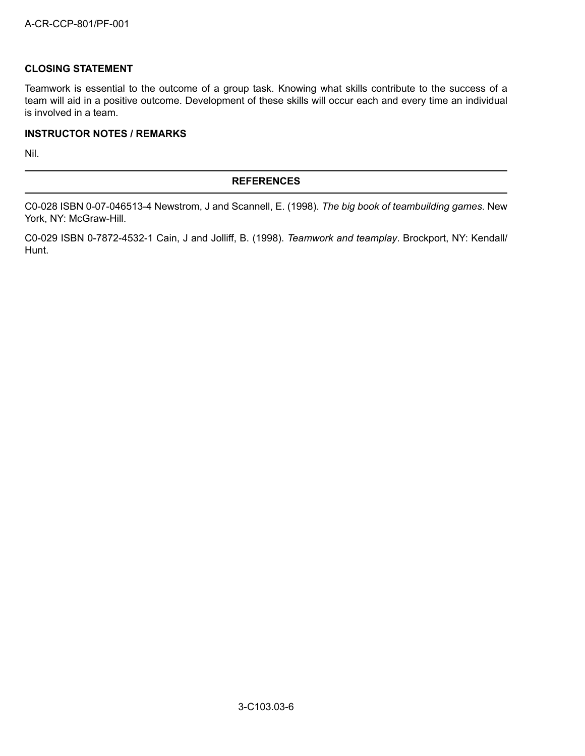## CLOSING STATEMENT

Teamwork is essential to the outcome of a group task. Knowing what skills contribute to the success of a team will aid in a positive outcome. Development of these skills will occur each and every time an individual is involved in a team.

## INSTRUCTOR NOTES / REMARKS

Nil.

## REFERENCES

C0-028 ISBN 0-07-046513-4 Newstrom, J and Scannell, E. (1998). *The big book of teambuilding games*. New York, NY: McGraw-Hill.

C0-029 ISBN 0-7872-4532-1 Cain, J and Jolliff, B. (1998). *Teamwork and teamplay*. Brockport, NY: Kendall/Hunt.